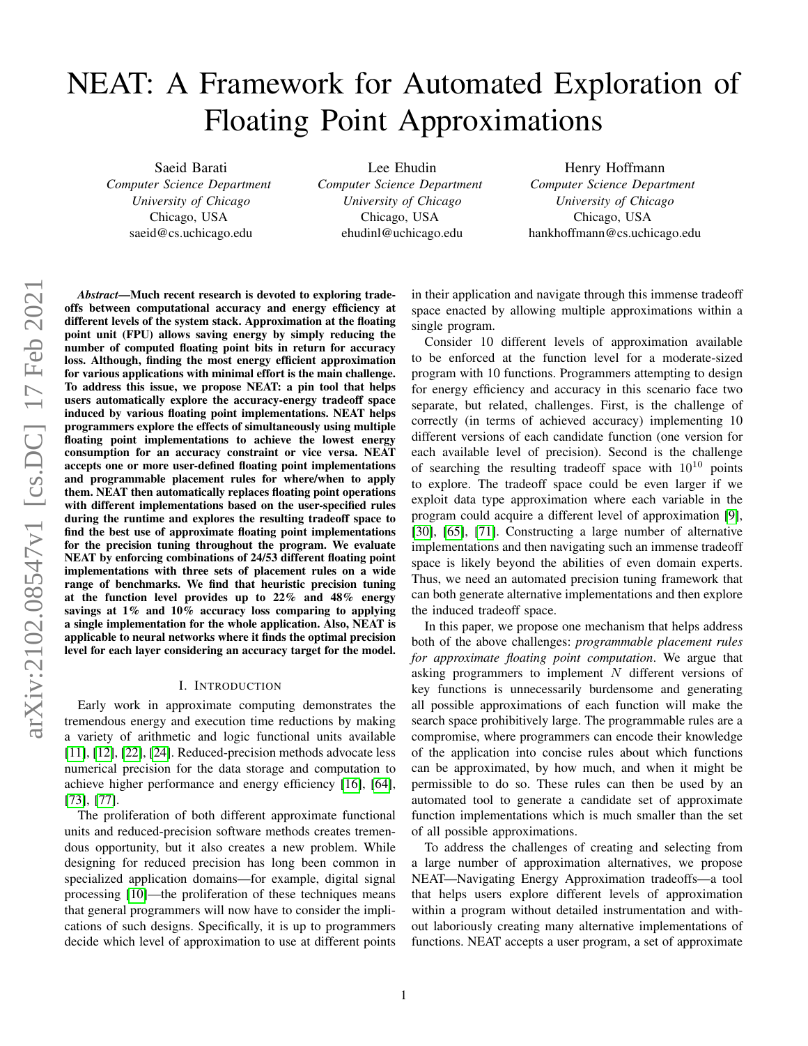# NEAT: A Framework for Automated Exploration of Floating Point Approximations

Saeid Barati
*Computer Science Department*
*University of Chicago*
Chicago, USA
saeid@cs.uchicago.edu

Lee Ehudin
*Computer Science Department*
*University of Chicago*
Chicago, USA
ehudinl@uchicago.edu

Henry Hoffmann
*Computer Science Department*
*University of Chicago*
Chicago, USA
hankhoffmann@cs.uchicago.edu

***Abstract*—Much recent research is devoted to exploring tradeoffs between computational accuracy and energy efficiency at different levels of the system stack. Approximation at the floating point unit (FPU) allows saving energy by simply reducing the number of computed floating point bits in return for accuracy loss. Although, finding the most energy efficient approximation for various applications with minimal effort is the main challenge. To address this issue, we propose NEAT: a pin tool that helps users automatically explore the accuracy-energy tradeoff space induced by various floating point implementations. NEAT helps programmers explore the effects of simultaneously using multiple floating point implementations to achieve the lowest energy consumption for an accuracy constraint or vice versa. NEAT accepts one or more user-defined floating point implementations and programmable placement rules for where/when to apply them. NEAT then automatically replaces floating point operations with different implementations based on the user-specified rules during the runtime and explores the resulting tradeoff space to find the best use of approximate floating point implementations for the precision tuning throughout the program. We evaluate NEAT by enforcing combinations of 24/53 different floating point implementations with three sets of placement rules on a wide range of benchmarks. We find that heuristic precision tuning at the function level provides up to 22% and 48% energy savings at 1% and 10% accuracy loss comparing to applying a single implementation for the whole application. Also, NEAT is applicable to neural networks where it finds the optimal precision level for each layer considering an accuracy target for the model.**

## I. Introduction

Early work in approximate computing demonstrates the tremendous energy and execution time reductions by making a variety of arithmetic and logic functional units available [11], [12], [22], [24]. Reduced-precision methods advocate less numerical precision for the data storage and computation to achieve higher performance and energy efficiency [16], [64], [73], [77].

The proliferation of both different approximate functional units and reduced-precision software methods creates tremendous opportunity, but it also creates a new problem. While designing for reduced precision has long been common in specialized application domains—for example, digital signal processing [10]—the proliferation of these techniques means that general programmers will now have to consider the implications of such designs. Specifically, it is up to programmers decide which level of approximation to use at different points in their application and navigate through this immense tradeoff space enacted by allowing multiple approximations within a single program.

Consider 10 different levels of approximation available to be enforced at the function level for a moderate-sized program with 10 functions. Programmers attempting to design for energy efficiency and accuracy in this scenario face two separate, but related, challenges. First, is the challenge of correctly (in terms of achieved accuracy) implementing 10 different versions of each candidate function (one version for each available level of precision). Second is the challenge of searching the resulting tradeoff space with $10^{10}$ points to explore. The tradeoff space could be even larger if we exploit data type approximation where each variable in the program could acquire a different level of approximation [9], [30], [65], [71]. Constructing a large number of alternative implementations and then navigating such an immense tradeoff space is likely beyond the abilities of even domain experts. Thus, we need an automated precision tuning framework that can both generate alternative implementations and then explore the induced tradeoff space.

In this paper, we propose one mechanism that helps address both of the above challenges: *programmable placement rules for approximate floating point computation*. We argue that asking programmers to implement $N$ different versions of key functions is unnecessarily burdensome and generating all possible approximations of each function will make the search space prohibitively large. The programmable rules are a compromise, where programmers can encode their knowledge of the application into concise rules about which functions can be approximated, by how much, and when it might be permissible to do so. These rules can then be used by an automated tool to generate a candidate set of approximate function implementations which is much smaller than the set of all possible approximations.

To address the challenges of creating and selecting from a large number of approximation alternatives, we propose NEAT—Navigating Energy Approximation tradeoffs—a tool that helps users explore different levels of approximation within a program without detailed instrumentation and without laboriously creating many alternative implementations of functions. NEAT accepts a user program, a set of approximate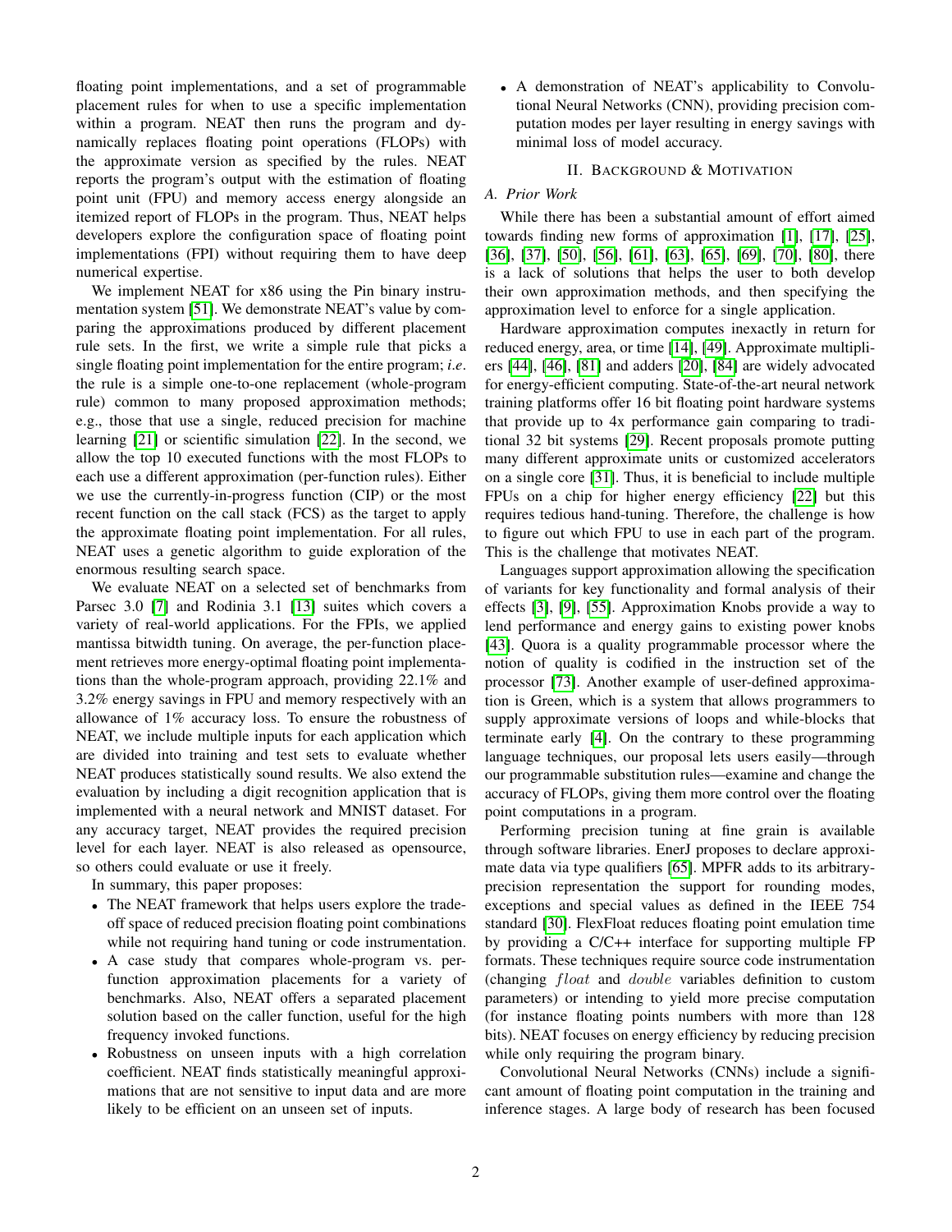floating point implementations, and a set of programmable placement rules for when to use a specific implementation within a program. NEAT then runs the program and dynamically replaces floating point operations (FLOPs) with the approximate version as specified by the rules. NEAT reports the program's output with the estimation of floating point unit (FPU) and memory access energy alongside an itemized report of FLOPs in the program. Thus, NEAT helps developers explore the configuration space of floating point implementations (FPI) without requiring them to have deep numerical expertise.

We implement NEAT for x86 using the Pin binary instrumentation system [51]. We demonstrate NEAT's value by comparing the approximations produced by different placement rule sets. In the first, we write a simple rule that picks a single floating point implementation for the entire program; *i.e*. the rule is a simple one-to-one replacement (whole-program rule) common to many proposed approximation methods; e.g., those that use a single, reduced precision for machine learning [21] or scientific simulation [22]. In the second, we allow the top 10 executed functions with the most FLOPs to each use a different approximation (per-function rules). Either we use the currently-in-progress function (CIP) or the most recent function on the call stack (FCS) as the target to apply the approximate floating point implementation. For all rules, NEAT uses a genetic algorithm to guide exploration of the enormous resulting search space.

We evaluate NEAT on a selected set of benchmarks from Parsec 3.0 [7] and Rodinia 3.1 [13] suites which covers a variety of real-world applications. For the FPIs, we applied mantissa bitwidth tuning. On average, the per-function placement retrieves more energy-optimal floating point implementations than the whole-program approach, providing 22.1% and 3.2% energy savings in FPU and memory respectively with an allowance of 1% accuracy loss. To ensure the robustness of NEAT, we include multiple inputs for each application which are divided into training and test sets to evaluate whether NEAT produces statistically sound results. We also extend the evaluation by including a digit recognition application that is implemented with a neural network and MNIST dataset. For any accuracy target, NEAT provides the required precision level for each layer. NEAT is also released as opensource, so others could evaluate or use it freely.

In summary, this paper proposes:

- The NEAT framework that helps users explore the trade-off space of reduced precision floating point combinations while not requiring hand tuning or code instrumentation.
- A case study that compares whole-program vs. per-function approximation placements for a variety of benchmarks. Also, NEAT offers a separated placement solution based on the caller function, useful for the high frequency invoked functions.
- Robustness on unseen inputs with a high correlation coefficient. NEAT finds statistically meaningful approximations that are not sensitive to input data and are more likely to be efficient on an unseen set of inputs.
- A demonstration of NEAT's applicability to Convolutional Neural Networks (CNN), providing precision computation modes per layer resulting in energy savings with minimal loss of model accuracy.

## II. Background & Motivation

### A. Prior Work

While there has been a substantial amount of effort aimed towards finding new forms of approximation [1], [17], [25], [36], [37], [50], [56], [61], [63], [65], [69], [70], [80], there is a lack of solutions that helps the user to both develop their own approximation methods, and then specifying the approximation level to enforce for a single application.

Hardware approximation computes inexactly in return for reduced energy, area, or time [14], [49]. Approximate multipliers [44], [46], [81] and adders [20], [84] are widely advocated for energy-efficient computing. State-of-the-art neural network training platforms offer 16 bit floating point hardware systems that provide up to 4x performance gain comparing to traditional 32 bit systems [29]. Recent proposals promote putting many different approximate units or customized accelerators on a single core [31]. Thus, it is beneficial to include multiple FPUs on a chip for higher energy efficiency [22] but this requires tedious hand-tuning. Therefore, the challenge is how to figure out which FPU to use in each part of the program. This is the challenge that motivates NEAT.

Languages support approximation allowing the specification of variants for key functionality and formal analysis of their effects [3], [9], [55]. Approximation Knobs provide a way to lend performance and energy gains to existing power knobs [43]. Quora is a quality programmable processor where the notion of quality is codified in the instruction set of the processor [73]. Another example of user-defined approximation is Green, which is a system that allows programmers to supply approximate versions of loops and while-blocks that terminate early [4]. On the contrary to these programming language techniques, our proposal lets users easily—through our programmable substitution rules—examine and change the accuracy of FLOPs, giving them more control over the floating point computations in a program.

Performing precision tuning at fine grain is available through software libraries. EnerJ proposes to declare approximate data via type qualifiers [65]. MPFR adds to its arbitrary-precision representation the support for rounding modes, exceptions and special values as defined in the IEEE 754 standard [30]. FlexFloat reduces floating point emulation time by providing a C/C++ interface for supporting multiple FP formats. These techniques require source code instrumentation (changing $float$ and $double$ variables definition to custom parameters) or intending to yield more precise computation (for instance floating points numbers with more than 128 bits). NEAT focuses on energy efficiency by reducing precision while only requiring the program binary.

Convolutional Neural Networks (CNNs) include a significant amount of floating point computation in the training and inference stages. A large body of research has been focused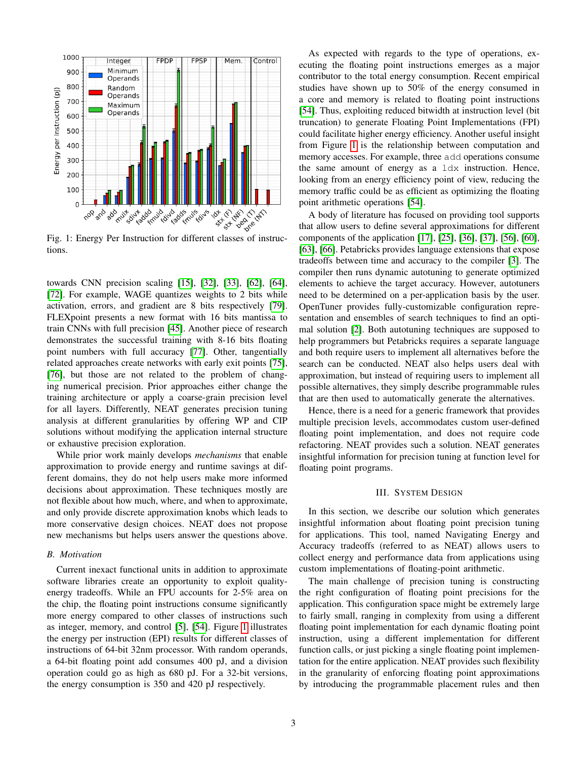Fig. 1: Energy Per Instruction for different classes of instructions.

towards CNN precision scaling [15], [32], [33], [62], [64], [72]. For example, WAGE quantizes weights to 2 bits while activation, errors, and gradient are 8 bits respectively [79]. FLEXpoint presents a new format with 16 bits mantissa to train CNNs with full precision [45]. Another piece of research demonstrates the successful training with 8-16 bits floating point numbers with full accuracy [77]. Other, tangentially related approaches create networks with early exit points [75], [76], but those are not related to the problem of changing numerical precision. Prior approaches either change the training architecture or apply a coarse-grain precision level for all layers. Differently, NEAT generates precision tuning analysis at different granularities by offering WP and CIP solutions without modifying the application internal structure or exhaustive precision exploration.

While prior work mainly develops *mechanisms* that enable approximation to provide energy and runtime savings at different domains, they do not help users make more informed decisions about approximation. These techniques mostly are not flexible about how much, where, and when to approximate, and only provide discrete approximation knobs which leads to more conservative design choices. NEAT does not propose new mechanisms but helps users answer the questions above.

### B. Motivation

Current inexact functional units in addition to approximate software libraries create an opportunity to exploit quality-energy tradeoffs. While an FPU accounts for 2-5% area on the chip, the floating point instructions consume significantly more energy compared to other classes of instructions such as integer, memory, and control [5], [54]. Figure 1 illustrates the energy per instruction (EPI) results for different classes of instructions of 64-bit 32nm processor. With random operands, a 64-bit floating point add consumes 400 pJ, and a division operation could go as high as 680 pJ. For a 32-bit versions, the energy consumption is 350 and 420 pJ respectively.

As expected with regards to the type of operations, executing the floating point instructions emerges as a major contributor to the total energy consumption. Recent empirical studies have shown up to 50% of the energy consumed in a core and memory is related to floating point instructions [54]. Thus, exploiting reduced bitwidth at instruction level (bit truncation) to generate Floating Point Implementations (FPI) could facilitate higher energy efficiency. Another useful insight from Figure 1 is the relationship between computation and memory accesses. For example, three `add` operations consume the same amount of energy as a `ldx` instruction. Hence, looking from an energy efficiency point of view, reducing the memory traffic could be as efficient as optimizing the floating point arithmetic operations [54].

A body of literature has focused on providing tool supports that allow users to define several approximations for different components of the application [17], [25], [36], [37], [56], [60], [63], [66]. Petabricks provides language extensions that expose tradeoffs between time and accuracy to the compiler [3]. The compiler then runs dynamic autotuning to generate optimized elements to achieve the target accuracy. However, autotuners need to be determined on a per-application basis by the user. OpenTuner provides fully-customizable configuration representation and ensembles of search techniques to find an optimal solution [2]. Both autotuning techniques are supposed to help programmers but Petabricks requires a separate language and both require users to implement all alternatives before the search can be conducted. NEAT also helps users deal with approximation, but instead of requiring users to implement all possible alternatives, they simply describe programmable rules that are then used to automatically generate the alternatives.

Hence, there is a need for a generic framework that provides multiple precision levels, accommodates custom user-defined floating point implementation, and does not require code refactoring. NEAT provides such a solution. NEAT generates insightful information for precision tuning at function level for floating point programs.

## III. System Design

In this section, we describe our solution which generates insightful information about floating point precision tuning for applications. This tool, named Navigating Energy and Accuracy tradeoffs (referred to as NEAT) allows users to collect energy and performance data from applications using custom implementations of floating-point arithmetic.

The main challenge of precision tuning is constructing the right configuration of floating point precisions for the application. This configuration space might be extremely large to fairly small, ranging in complexity from using a different floating point implementation for each dynamic floating point instruction, using a different implementation for different function calls, or just picking a single floating point implementation for the entire application. NEAT provides such flexibility in the granularity of enforcing floating point approximations by introducing the programmable placement rules and then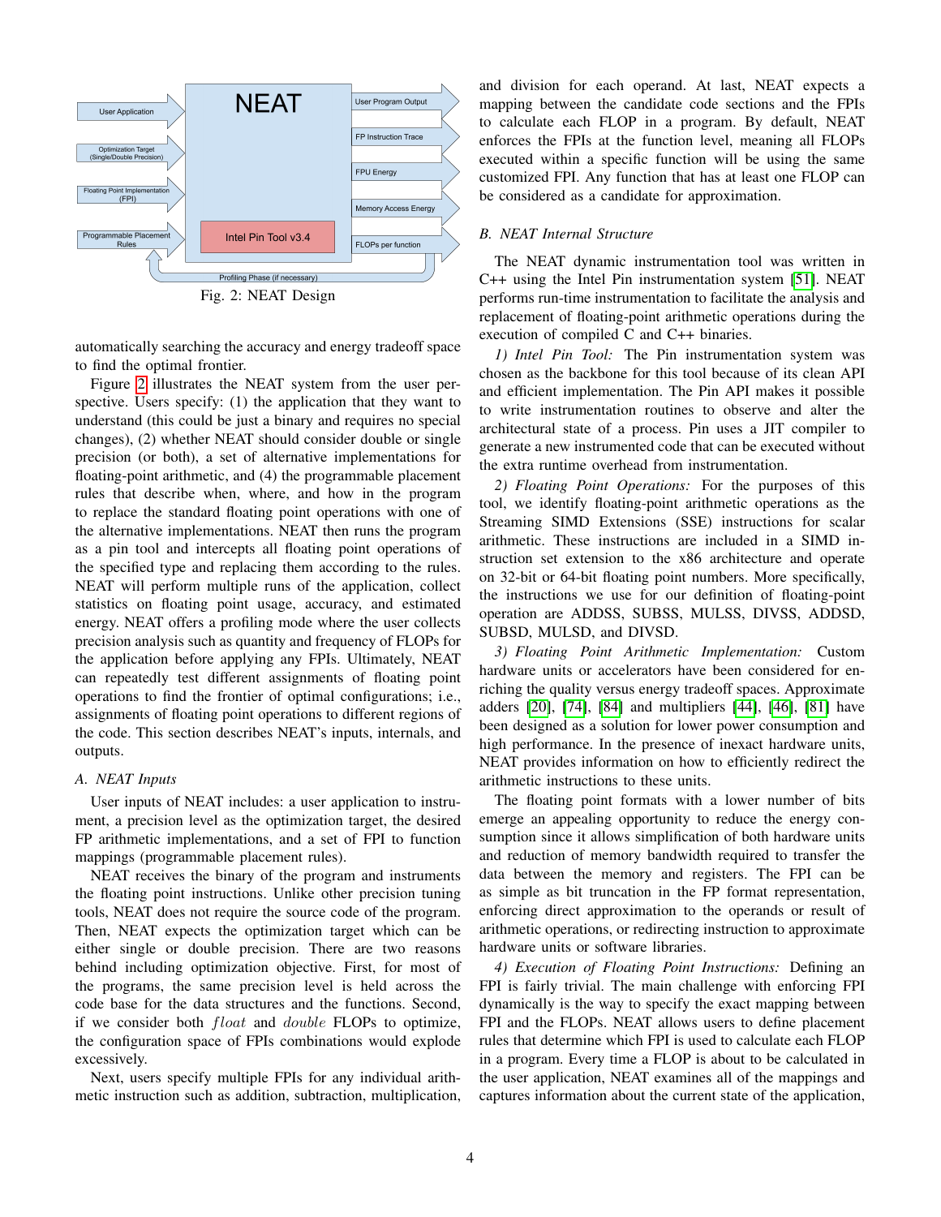Fig. 2: NEAT Design

automatically searching the accuracy and energy tradeoff space to find the optimal frontier.

Figure 2 illustrates the NEAT system from the user perspective. Users specify: (1) the application that they want to understand (this could be just a binary and requires no special changes), (2) whether NEAT should consider double or single precision (or both), a set of alternative implementations for floating-point arithmetic, and (4) the programmable placement rules that describe when, where, and how in the program to replace the standard floating point operations with one of the alternative implementations. NEAT then runs the program as a pin tool and intercepts all floating point operations of the specified type and replacing them according to the rules. NEAT will perform multiple runs of the application, collect statistics on floating point usage, accuracy, and estimated energy. NEAT offers a profiling mode where the user collects precision analysis such as quantity and frequency of FLOPs for the application before applying any FPIs. Ultimately, NEAT can repeatedly test different assignments of floating point operations to find the frontier of optimal configurations; i.e., assignments of floating point operations to different regions of the code. This section describes NEAT's inputs, internals, and outputs.

### A. NEAT Inputs

User inputs of NEAT includes: a user application to instrument, a precision level as the optimization target, the desired FP arithmetic implementations, and a set of FPI to function mappings (programmable placement rules).

NEAT receives the binary of the program and instruments the floating point instructions. Unlike other precision tuning tools, NEAT does not require the source code of the program. Then, NEAT expects the optimization target which can be either single or double precision. There are two reasons behind including optimization objective. First, for most of the programs, the same precision level is held across the code base for the data structures and the functions. Second, if we consider both *float* and *double* FLOPs to optimize, the configuration space of FPIs combinations would explode excessively.

Next, users specify multiple FPIs for any individual arithmetic instruction such as addition, subtraction, multiplication, and division for each operand. At last, NEAT expects a mapping between the candidate code sections and the FPIs to calculate each FLOP in a program. By default, NEAT enforces the FPIs at the function level, meaning all FLOPs executed within a specific function will be using the same customized FPI. Any function that has at least one FLOP can be considered as a candidate for approximation.

### B. NEAT Internal Structure

The NEAT dynamic instrumentation tool was written in C++ using the Intel Pin instrumentation system [51]. NEAT performs run-time instrumentation to facilitate the analysis and replacement of floating-point arithmetic operations during the execution of compiled C and C++ binaries.

*1) Intel Pin Tool:* The Pin instrumentation system was chosen as the backbone for this tool because of its clean API and efficient implementation. The Pin API makes it possible to write instrumentation routines to observe and alter the architectural state of a process. Pin uses a JIT compiler to generate a new instrumented code that can be executed without the extra runtime overhead from instrumentation.

*2) Floating Point Operations:* For the purposes of this tool, we identify floating-point arithmetic operations as the Streaming SIMD Extensions (SSE) instructions for scalar arithmetic. These instructions are included in a SIMD instruction set extension to the x86 architecture and operate on 32-bit or 64-bit floating point numbers. More specifically, the instructions we use for our definition of floating-point operation are ADDSS, SUBSS, MULSS, DIVSS, ADDSD, SUBSD, MULSD, and DIVSD.

*3) Floating Point Arithmetic Implementation:* Custom hardware units or accelerators have been considered for enriching the quality versus energy tradeoff spaces. Approximate adders [20], [74], [84] and multipliers [44], [46], [81] have been designed as a solution for lower power consumption and high performance. In the presence of inexact hardware units, NEAT provides information on how to efficiently redirect the arithmetic instructions to these units.

The floating point formats with a lower number of bits emerge an appealing opportunity to reduce the energy consumption since it allows simplification of both hardware units and reduction of memory bandwidth required to transfer the data between the memory and registers. The FPI can be as simple as bit truncation in the FP format representation, enforcing direct approximation to the operands or result of arithmetic operations, or redirecting instruction to approximate hardware units or software libraries.

*4) Execution of Floating Point Instructions:* Defining an FPI is fairly trivial. The main challenge with enforcing FPI dynamically is the way to specify the exact mapping between FPI and the FLOPs. NEAT allows users to define placement rules that determine which FPI is used to calculate each FLOP in a program. Every time a FLOP is about to be calculated in the user application, NEAT examines all of the mappings and captures information about the current state of the application,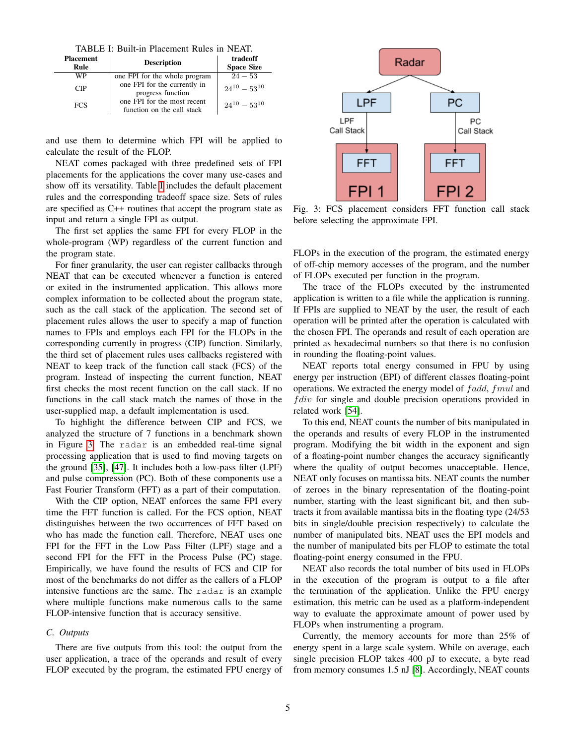TABLE I: Built-in Placement Rules in NEAT.

| Placement Rule | Description | tradeoff Space Size |
|---|---|---|
| WP | one FPI for the whole program | $24 - 53$ |
| CIP | one FPI for the currently in progress function | $24^{10} - 53^{10}$ |
| FCS | one FPI for the most recent function on the call stack | $24^{10} - 53^{10}$ |

and use them to determine which FPI will be applied to calculate the result of the FLOP.

NEAT comes packaged with three predefined sets of FPI placements for the applications the cover many use-cases and show off its versatility. Table I includes the default placement rules and the corresponding tradeoff space size. Sets of rules are specified as C++ routines that accept the program state as input and return a single FPI as output.

The first set applies the same FPI for every FLOP in the whole-program (WP) regardless of the current function and the program state.

For finer granularity, the user can register callbacks through NEAT that can be executed whenever a function is entered or exited in the instrumented application. This allows more complex information to be collected about the program state, such as the call stack of the application. The second set of placement rules allows the user to specify a map of function names to FPIs and employs each FPI for the FLOPs in the corresponding currently in progress (CIP) function. Similarly, the third set of placement rules uses callbacks registered with NEAT to keep track of the function call stack (FCS) of the program. Instead of inspecting the current function, NEAT first checks the most recent function on the call stack. If no functions in the call stack match the names of those in the user-supplied map, a default implementation is used.

To highlight the difference between CIP and FCS, we analyzed the structure of 7 functions in a benchmark shown in Figure 3. The `radar` is an embedded real-time signal processing application that is used to find moving targets on the ground [35], [47]. It includes both a low-pass filter (LPF) and pulse compression (PC). Both of these components use a Fast Fourier Transform (FFT) as a part of their computation.

With the CIP option, NEAT enforces the same FPI every time the FFT function is called. For the FCS option, NEAT distinguishes between the two occurrences of FFT based on who has made the function call. Therefore, NEAT uses one FPI for the FFT in the Low Pass Filter (LPF) stage and a second FPI for the FFT in the Process Pulse (PC) stage. Empirically, we have found the results of FCS and CIP for most of the benchmarks do not differ as the callers of a FLOP intensive functions are the same. The `radar` is an example where multiple functions make numerous calls to the same FLOP-intensive function that is accuracy sensitive.

Fig. 3: FCS placement considers FFT function call stack before selecting the approximate FPI.

### C. Outputs

There are five outputs from this tool: the output from the user application, a trace of the operands and result of every FLOP executed by the program, the estimated FPU energy of FLOPs in the execution of the program, the estimated energy of off-chip memory accesses of the program, and the number of FLOPs executed per function in the program.

The trace of the FLOPs executed by the instrumented application is written to a file while the application is running. If FPIs are supplied to NEAT by the user, the result of each operation will be printed after the operation is calculated with the chosen FPI. The operands and result of each operation are printed as hexadecimal numbers so that there is no confusion in rounding the floating-point values.

NEAT reports total energy consumed in FPU by using energy per instruction (EPI) of different classes floating-point operations. We extracted the energy model of $fadd$, $fmul$ and $fdiv$ for single and double precision operations provided in related work [54].

To this end, NEAT counts the number of bits manipulated in the operands and results of every FLOP in the instrumented program. Modifying the bit width in the exponent and sign of a floating-point number changes the accuracy significantly where the quality of output becomes unacceptable. Hence, NEAT only focuses on mantissa bits. NEAT counts the number of zeroes in the binary representation of the floating-point number, starting with the least significant bit, and then subtracts it from available mantissa bits in the floating type (24/53 bits in single/double precision respectively) to calculate the number of manipulated bits. NEAT uses the EPI models and the number of manipulated bits per FLOP to estimate the total floating-point energy consumed in the FPU.

NEAT also records the total number of bits used in FLOPs in the execution of the program is output to a file after the termination of the application. Unlike the FPU energy estimation, this metric can be used as a platform-independent way to evaluate the approximate amount of power used by FLOPs when instrumenting a program.

Currently, the memory accounts for more than 25% of energy spent in a large scale system. While on average, each single precision FLOP takes 400 pJ to execute, a byte read from memory consumes 1.5 nJ [8]. Accordingly, NEAT counts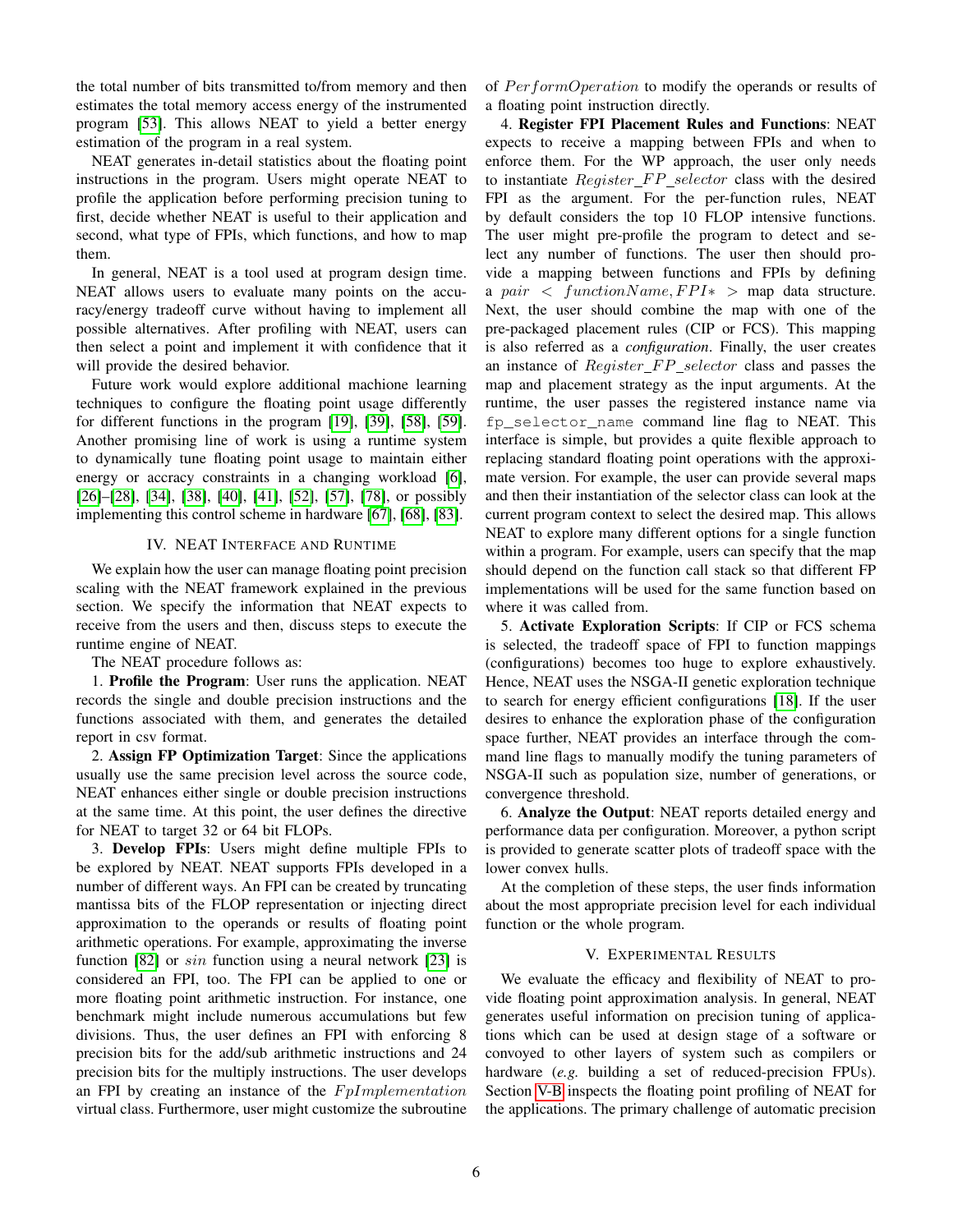the total number of bits transmitted to/from memory and then estimates the total memory access energy of the instrumented program [53]. This allows NEAT to yield a better energy estimation of the program in a real system.

NEAT generates in-detail statistics about the floating point instructions in the program. Users might operate NEAT to profile the application before performing precision tuning to first, decide whether NEAT is useful to their application and second, what type of FPIs, which functions, and how to map them.

In general, NEAT is a tool used at program design time. NEAT allows users to evaluate many points on the accuracy/energy tradeoff curve without having to implement all possible alternatives. After profiling with NEAT, users can then select a point and implement it with confidence that it will provide the desired behavior.

Future work would explore additional machione learning techniques to configure the floating point usage differently for different functions in the program [19], [39], [58], [59]. Another promising line of work is using a runtime system to dynamically tune floating point usage to maintain either energy or accracy constraints in a changing workload [6], [26]–[28], [34], [38], [40], [41], [52], [57], [78], or possibly implementing this control scheme in hardware [67], [68], [83].

## IV. NEAT Interface and Runtime

We explain how the user can manage floating point precision scaling with the NEAT framework explained in the previous section. We specify the information that NEAT expects to receive from the users and then, discuss steps to execute the runtime engine of NEAT.

The NEAT procedure follows as:

1. **Profile the Program**: User runs the application. NEAT records the single and double precision instructions and the functions associated with them, and generates the detailed report in csv format.

2. **Assign FP Optimization Target**: Since the applications usually use the same precision level across the source code, NEAT enhances either single or double precision instructions at the same time. At this point, the user defines the directive for NEAT to target 32 or 64 bit FLOPs.

3. **Develop FPIs**: Users might define multiple FPIs to be explored by NEAT. NEAT supports FPIs developed in a number of different ways. An FPI can be created by truncating mantissa bits of the FLOP representation or injecting direct approximation to the operands or results of floating point arithmetic operations. For example, approximating the inverse function [82] or $sin$ function using a neural network [23] is considered an FPI, too. The FPI can be applied to one or more floating point arithmetic instruction. For instance, one benchmark might include numerous accumulations but few divisions. Thus, the user defines an FPI with enforcing 8 precision bits for the add/sub arithmetic instructions and 24 precision bits for the multiply instructions. The user develops an FPI by creating an instance of the $FpImplementation$ virtual class. Furthermore, user might customize the subroutine of $PerformOperation$ to modify the operands or results of a floating point instruction directly.

4. **Register FPI Placement Rules and Functions**: NEAT expects to receive a mapping between FPIs and when to enforce them. For the WP approach, the user only needs to instantiate $Register\_FP\_selector$ class with the desired FPI as the argument. For the per-function rules, NEAT by default considers the top 10 FLOP intensive functions. The user might pre-profile the program to detect and select any number of functions. The user then should provide a mapping between functions and FPIs by defining a $pair < functionName, FPI* >$ map data structure. Next, the user should combine the map with one of the pre-packaged placement rules (CIP or FCS). This mapping is also referred as a *configuration*. Finally, the user creates an instance of $Register\_FP\_selector$ class and passes the map and placement strategy as the input arguments. At the runtime, the user passes the registered instance name via `fp_selector_name` command line flag to NEAT. This interface is simple, but provides a quite flexible approach to replacing standard floating point operations with the approximate version. For example, the user can provide several maps and then their instantiation of the selector class can look at the current program context to select the desired map. This allows NEAT to explore many different options for a single function within a program. For example, users can specify that the map should depend on the function call stack so that different FP implementations will be used for the same function based on where it was called from.

5. **Activate Exploration Scripts**: If CIP or FCS schema is selected, the tradeoff space of FPI to function mappings (configurations) becomes too huge to explore exhaustively. Hence, NEAT uses the NSGA-II genetic exploration technique to search for energy efficient configurations [18]. If the user desires to enhance the exploration phase of the configuration space further, NEAT provides an interface through the command line flags to manually modify the tuning parameters of NSGA-II such as population size, number of generations, or convergence threshold.

6. **Analyze the Output**: NEAT reports detailed energy and performance data per configuration. Moreover, a python script is provided to generate scatter plots of tradeoff space with the lower convex hulls.

At the completion of these steps, the user finds information about the most appropriate precision level for each individual function or the whole program.

## V. Experimental Results

We evaluate the efficacy and flexibility of NEAT to provide floating point approximation analysis. In general, NEAT generates useful information on precision tuning of applications which can be used at design stage of a software or convoyed to other layers of system such as compilers or hardware (*e.g.* building a set of reduced-precision FPUs). Section V-B inspects the floating point profiling of NEAT for the applications. The primary challenge of automatic precision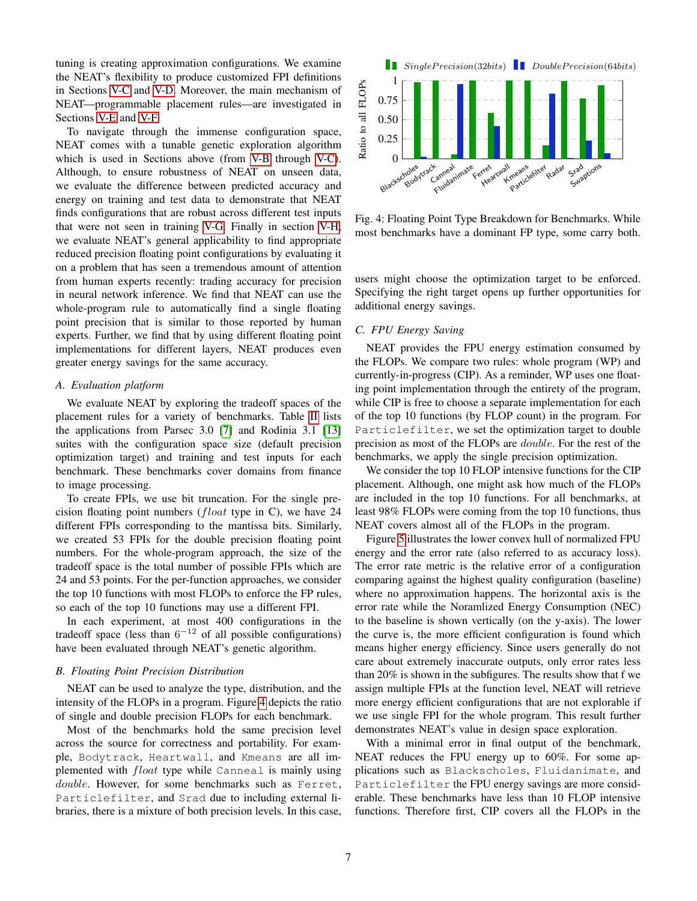tuning is creating approximation configurations. We examine the NEAT's flexibility to produce customized FPI definitions in Sections V-C and V-D. Moreover, the main mechanism of NEAT—programmable placement rules—are investigated in Sections V-E and V-F.

To navigate through the immense configuration space, NEAT comes with a tunable genetic exploration algorithm which is used in Sections above (from V-B through V-C). Although, to ensure robustness of NEAT on unseen data, we evaluate the difference between predicted accuracy and energy on training and test data to demonstrate that NEAT finds configurations that are robust across different test inputs that were not seen in training V-G. Finally in section V-H, we evaluate NEAT's general applicability to find appropriate reduced precision floating point configurations by evaluating it on a problem that has seen a tremendous amount of attention from human experts recently: trading accuracy for precision in neural network inference. We find that NEAT can use the whole-program rule to automatically find a single floating point precision that is similar to those reported by human experts. Further, we find that by using different floating point implementations for different layers, NEAT produces even greater energy savings for the same accuracy.

### A. Evaluation platform

We evaluate NEAT by exploring the tradeoff spaces of the placement rules for a variety of benchmarks. Table II lists the applications from Parsec 3.0 [7] and Rodinia 3.1 [13] suites with the configuration space size (default precision optimization target) and training and test inputs for each benchmark. These benchmarks cover domains from finance to image processing.

To create FPIs, we use bit truncation. For the single precision floating point numbers ($float$ type in C), we have 24 different FPIs corresponding to the mantissa bits. Similarly, we created 53 FPIs for the double precision floating point numbers. For the whole-program approach, the size of the tradeoff space is the total number of possible FPIs which are 24 and 53 points. For the per-function approaches, we consider the top 10 functions with most FLOPs to enforce the FP rules, so each of the top 10 functions may use a different FPI.

In each experiment, at most 400 configurations in the tradeoff space (less than $6^{-12}$ of all possible configurations) have been evaluated through NEAT's genetic algorithm.

### B. Floating Point Precision Distribution

NEAT can be used to analyze the type, distribution, and the intensity of the FLOPs in a program. Figure 4 depicts the ratio of single and double precision FLOPs for each benchmark.

Most of the benchmarks hold the same precision level across the source for correctness and portability. For example, Bodytrack, Heartwall, and Kmeans are all implemented with $float$ type while Canneal is mainly using $double$. However, for some benchmarks such as Ferret, Particlefilter, and Srad due to including external libraries, there is a mixture of both precision levels. In this case, users might choose the optimization target to be enforced. Specifying the right target opens up further opportunities for additional energy savings.

Fig. 4: Floating Point Type Breakdown for Benchmarks. While most benchmarks have a dominant FP type, some carry both.

### C. FPU Energy Saving

NEAT provides the FPU energy estimation consumed by the FLOPs. We compare two rules: whole program (WP) and currently-in-progress (CIP). As a reminder, WP uses one floating point implementation through the entirety of the program, while CIP is free to choose a separate implementation for each of the top 10 functions (by FLOP count) in the program. For Particlefilter, we set the optimization target to double precision as most of the FLOPs are $double$. For the rest of the benchmarks, we apply the single precision optimization.

We consider the top 10 FLOP intensive functions for the CIP placement. Although, one might ask how much of the FLOPs are included in the top 10 functions. For all benchmarks, at least 98% FLOPs were coming from the top 10 functions, thus NEAT covers almost all of the FLOPs in the program.

Figure 5 illustrates the lower convex hull of normalized FPU energy and the error rate (also referred to as accuracy loss). The error rate metric is the relative error of a configuration comparing against the highest quality configuration (baseline) where no approximation happens. The horizontal axis is the error rate while the Noramlized Energy Consumption (NEC) to the baseline is shown vertically (on the y-axis). The lower the curve is, the more efficient configuration is found which means higher energy efficiency. Since users generally do not care about extremely inaccurate outputs, only error rates less than 20% is shown in the subfigures. The results show that f we assign multiple FPIs at the function level, NEAT will retrieve more energy efficient configurations that are not explorable if we use single FPI for the whole program. This result further demonstrates NEAT's value in design space exploration.

With a minimal error in final output of the benchmark, NEAT reduces the FPU energy up to 60%. For some applications such as Blackscholes, Fluidanimate, and Particlefilter the FPU energy savings are more considerable. These benchmarks have less than 10 FLOP intensive functions. Therefore first, CIP covers all the FLOPs in the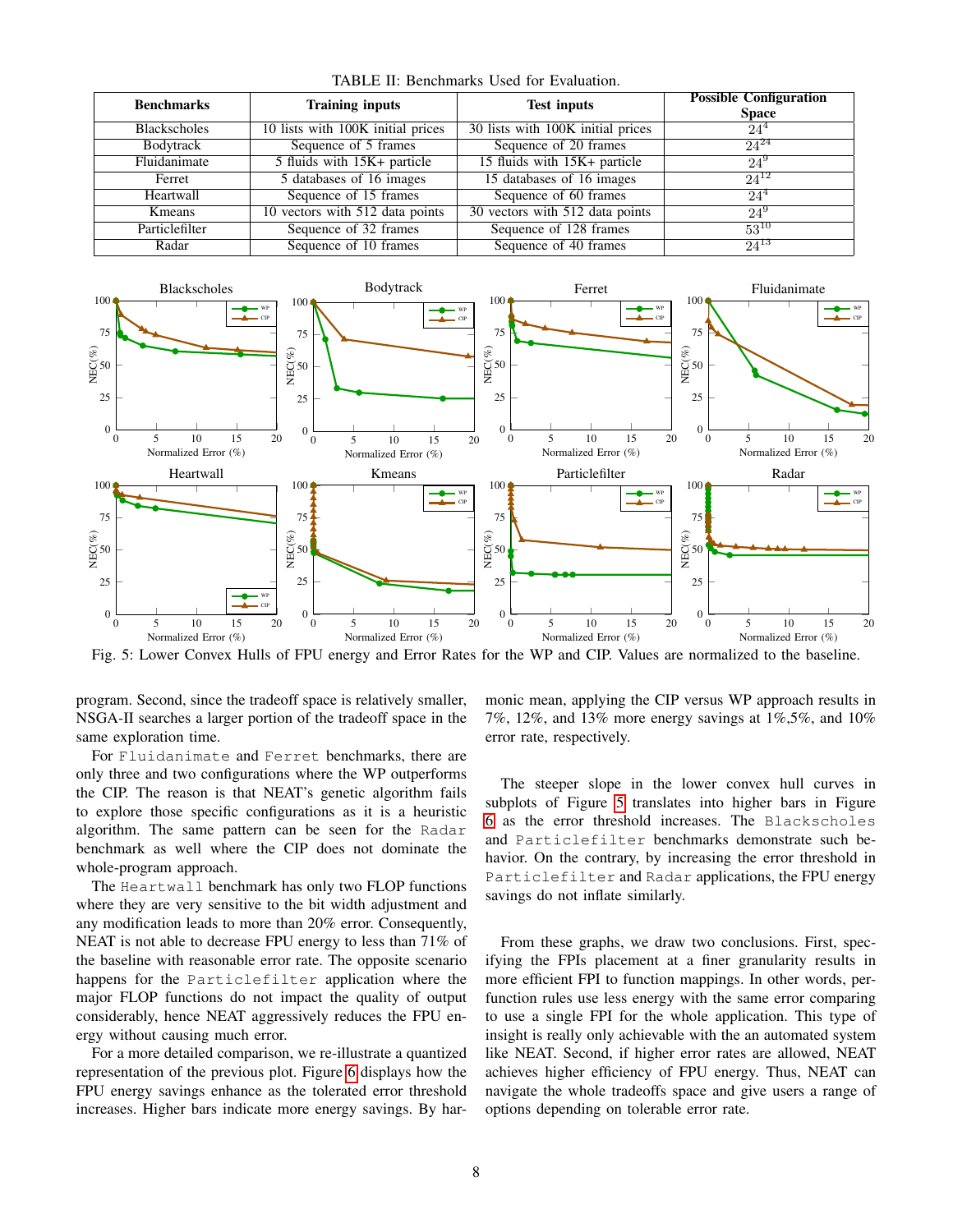TABLE II: Benchmarks Used for Evaluation.

| Benchmarks | Training inputs | Test inputs | Possible Configuration Space |
|---|---|---|---|
| Blackscholes | 10 lists with 100K initial prices | 30 lists with 100K initial prices | $24^4$ |
| Bodytrack | Sequence of 5 frames | Sequence of 20 frames | $24^{24}$ |
| Fluidanimate | 5 fluids with 15K+ particle | 15 fluids with 15K+ particle | $24^9$ |
| Ferret | 5 databases of 16 images | 15 databases of 16 images | $24^{12}$ |
| Heartwall | Sequence of 15 frames | Sequence of 60 frames | $24^4$ |
| Kmeans | 10 vectors with 512 data points | 30 vectors with 512 data points | $24^9$ |
| Particlefilter | Sequence of 32 frames | Sequence of 128 frames | $53^{10}$ |
| Radar | Sequence of 10 frames | Sequence of 40 frames | $24^{13}$ |

Fig. 5: Lower Convex Hulls of FPU energy and Error Rates for the WP and CIP. Values are normalized to the baseline.

program. Second, since the tradeoff space is relatively smaller, NSGA-II searches a larger portion of the tradeoff space in the same exploration time.

For `Fluidanimate` and `Ferret` benchmarks, there are only three and two configurations where the WP outperforms the CIP. The reason is that NEAT's genetic algorithm fails to explore those specific configurations as it is a heuristic algorithm. The same pattern can be seen for the `Radar` benchmark as well where the CIP does not dominate the whole-program approach.

The `Heartwall` benchmark has only two FLOP functions where they are very sensitive to the bit width adjustment and any modification leads to more than 20% error. Consequently, NEAT is not able to decrease FPU energy to less than 71% of the baseline with reasonable error rate. The opposite scenario happens for the `Particlefilter` application where the major FLOP functions do not impact the quality of output considerably, hence NEAT aggressively reduces the FPU energy without causing much error.

For a more detailed comparison, we re-illustrate a quantized representation of the previous plot. Figure 6 displays how the FPU energy savings enhance as the tolerated error threshold increases. Higher bars indicate more energy savings. By harmonic mean, applying the CIP versus WP approach results in 7%, 12%, and 13% more energy savings at 1%,5%, and 10% error rate, respectively.

The steeper slope in the lower convex hull curves in subplots of Figure 5 translates into higher bars in Figure 6 as the error threshold increases. The `Blackscholes` and `Particlefilter` benchmarks demonstrate such behavior. On the contrary, by increasing the error threshold in `Particlefilter` and `Radar` applications, the FPU energy savings do not inflate similarly.

From these graphs, we draw two conclusions. First, specifying the FPIs placement at a finer granularity results in more efficient FPI to function mappings. In other words, per-function rules use less energy with the same error comparing to use a single FPI for the whole application. This type of insight is really only achievable with the an automated system like NEAT. Second, if higher error rates are allowed, NEAT achieves higher efficiency of FPU energy. Thus, NEAT can navigate the whole tradeoffs space and give users a range of options depending on tolerable error rate.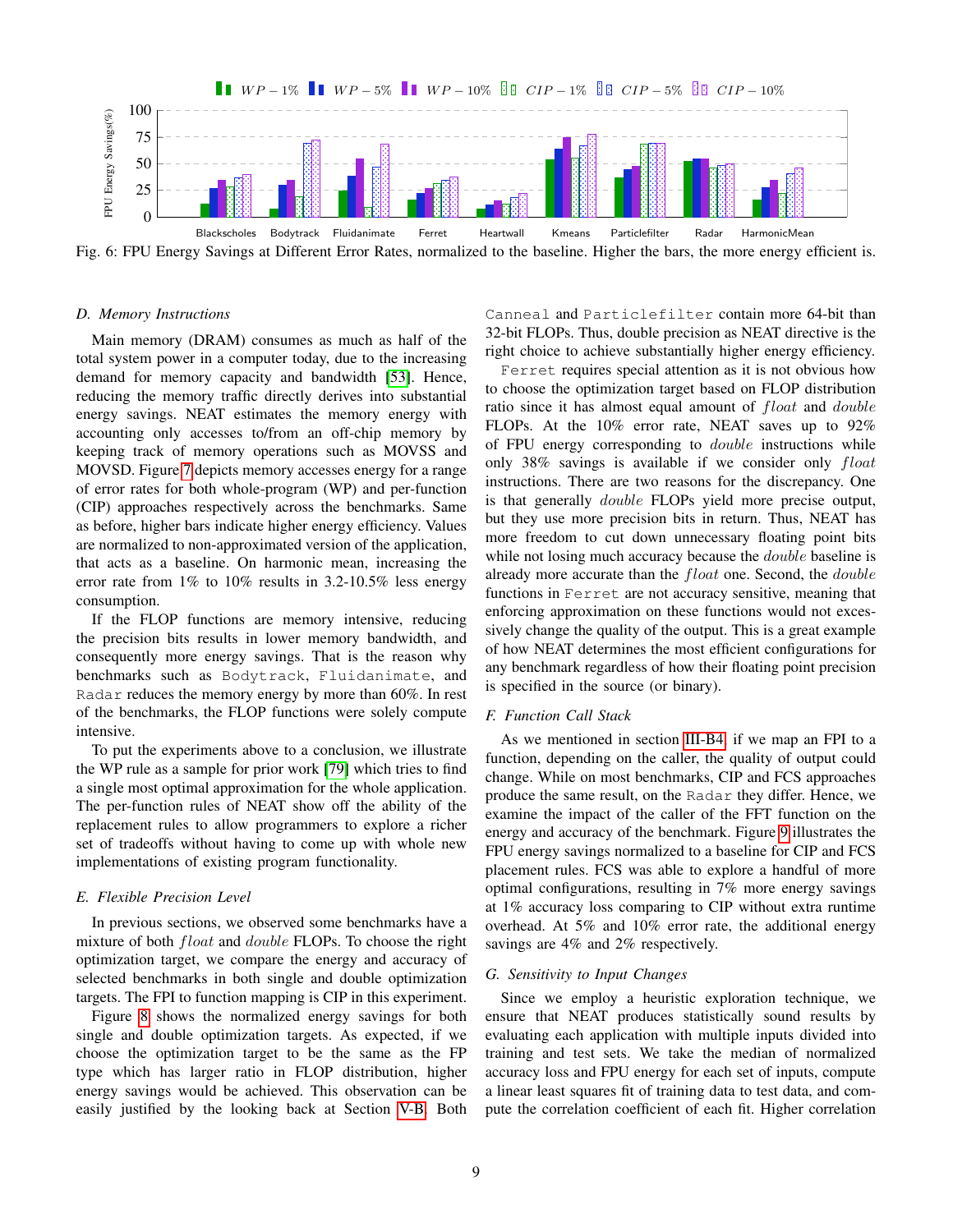Fig. 6: FPU Energy Savings at Different Error Rates, normalized to the baseline. Higher the bars, the more energy efficient is.

### D. Memory Instructions

Main memory (DRAM) consumes as much as half of the total system power in a computer today, due to the increasing demand for memory capacity and bandwidth [53]. Hence, reducing the memory traffic directly derives into substantial energy savings. NEAT estimates the memory energy with accounting only accesses to/from an off-chip memory by keeping track of memory operations such as MOVSS and MOVSD. Figure 7 depicts memory accesses energy for a range of error rates for both whole-program (WP) and per-function (CIP) approaches respectively across the benchmarks. Same as before, higher bars indicate higher energy efficiency. Values are normalized to non-approximated version of the application, that acts as a baseline. On harmonic mean, increasing the error rate from 1% to 10% results in 3.2-10.5% less energy consumption.

If the FLOP functions are memory intensive, reducing the precision bits results in lower memory bandwidth, and consequently more energy savings. That is the reason why benchmarks such as `Bodytrack`, `Fluidanimate`, and `Radar` reduces the memory energy by more than 60%. In rest of the benchmarks, the FLOP functions were solely compute intensive.

To put the experiments above to a conclusion, we illustrate the WP rule as a sample for prior work [79] which tries to find a single most optimal approximation for the whole application. The per-function rules of NEAT show off the ability of the replacement rules to allow programmers to explore a richer set of tradeoffs without having to come up with whole new implementations of existing program functionality.

### E. Flexible Precision Level

In previous sections, we observed some benchmarks have a mixture of both *float* and *double* FLOPs. To choose the right optimization target, we compare the energy and accuracy of selected benchmarks in both single and double optimization targets. The FPI to function mapping is CIP in this experiment.

Figure 8 shows the normalized energy savings for both single and double optimization targets. As expected, if we choose the optimization target to be the same as the FP type which has larger ratio in FLOP distribution, higher energy savings would be achieved. This observation can be easily justified by the looking back at Section V-B. Both `Canneal` and `Particlefilter` contain more 64-bit than 32-bit FLOPs. Thus, double precision as NEAT directive is the right choice to achieve substantially higher energy efficiency.

`Ferret` requires special attention as it is not obvious how to choose the optimization target based on FLOP distribution ratio since it has almost equal amount of *float* and *double* FLOPs. At the 10% error rate, NEAT saves up to 92% of FPU energy corresponding to *double* instructions while only 38% savings is available if we consider only *float* instructions. There are two reasons for the discrepancy. One is that generally *double* FLOPs yield more precise output, but they use more precision bits in return. Thus, NEAT has more freedom to cut down unnecessary floating point bits while not losing much accuracy because the *double* baseline is already more accurate than the *float* one. Second, the *double* functions in `Ferret` are not accuracy sensitive, meaning that enforcing approximation on these functions would not excessively change the quality of the output. This is a great example of how NEAT determines the most efficient configurations for any benchmark regardless of how their floating point precision is specified in the source (or binary).

### F. Function Call Stack

As we mentioned in section III-B4, if we map an FPI to a function, depending on the caller, the quality of output could change. While on most benchmarks, CIP and FCS approaches produce the same result, on the `Radar` they differ. Hence, we examine the impact of the caller of the FFT function on the energy and accuracy of the benchmark. Figure 9 illustrates the FPU energy savings normalized to a baseline for CIP and FCS placement rules. FCS was able to explore a handful of more optimal configurations, resulting in 7% more energy savings at 1% accuracy loss comparing to CIP without extra runtime overhead. At 5% and 10% error rate, the additional energy savings are 4% and 2% respectively.

### G. Sensitivity to Input Changes

Since we employ a heuristic exploration technique, we ensure that NEAT produces statistically sound results by evaluating each application with multiple inputs divided into training and test sets. We take the median of normalized accuracy loss and FPU energy for each set of inputs, compute a linear least squares fit of training data to test data, and compute the correlation coefficient of each fit. Higher correlation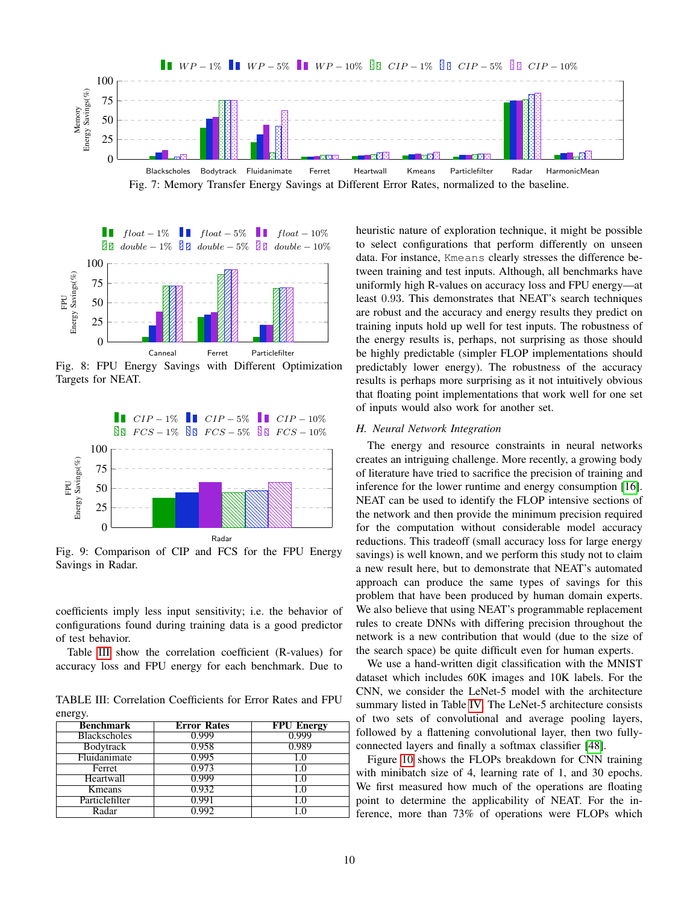Fig. 7: Memory Transfer Energy Savings at Different Error Rates, normalized to the baseline.

Fig. 8: FPU Energy Savings with Different Optimization Targets for NEAT.

Fig. 9: Comparison of CIP and FCS for the FPU Energy Savings in Radar.

coefficients imply less input sensitivity; i.e. the behavior of configurations found during training data is a good predictor of test behavior.

Table III show the correlation coefficient (R-values) for accuracy loss and FPU energy for each benchmark. Due to heuristic nature of exploration technique, it might be possible to select configurations that perform differently on unseen data. For instance, `Kmeans` clearly stresses the difference between training and test inputs. Although, all benchmarks have uniformly high R-values on accuracy loss and FPU energy—at least 0.93. This demonstrates that NEAT's search techniques are robust and the accuracy and energy results they predict on training inputs hold up well for test inputs. The robustness of the energy results is, perhaps, not surprising as those should be highly predictable (simpler FLOP implementations should predictably lower energy). The robustness of the accuracy results is perhaps more surprising as it not intuitively obvious that floating point implementations that work well for one set of inputs would also work for another set.

TABLE III: Correlation Coefficients for Error Rates and FPU energy.

| Benchmark | Error Rates | FPU Energy |
|---|---|---|
| Blackscholes | 0.999 | 0.999 |
| Bodytrack | 0.958 | 0.989 |
| Fluidanimate | 0.995 | 1.0 |
| Ferret | 0.973 | 1.0 |
| Heartwall | 0.999 | 1.0 |
| Kmeans | 0.932 | 1.0 |
| Particlefilter | 0.991 | 1.0 |
| Radar | 0.992 | 1.0 |

### *H. Neural Network Integration*

The energy and resource constraints in neural networks creates an intriguing challenge. More recently, a growing body of literature have tried to sacrifice the precision of training and inference for the lower runtime and energy consumption [16]. NEAT can be used to identify the FLOP intensive sections of the network and then provide the minimum precision required for the computation without considerable model accuracy reductions. This tradeoff (small accuracy loss for large energy savings) is well known, and we perform this study not to claim a new result here, but to demonstrate that NEAT's automated approach can produce the same types of savings for this problem that have been produced by human domain experts. We also believe that using NEAT's programmable replacement rules to create DNNs with differing precision throughout the network is a new contribution that would (due to the size of the search space) be quite difficult even for human experts.

We use a hand-written digit classification with the MNIST dataset which includes 60K images and 10K labels. For the CNN, we consider the LeNet-5 model with the architecture summary listed in Table IV. The LeNet-5 architecture consists of two sets of convolutional and average pooling layers, followed by a flattening convolutional layer, then two fully-connected layers and finally a softmax classifier [48].

Figure 10 shows the FLOPs breakdown for CNN training with minibatch size of 4, learning rate of 1, and 30 epochs. We first measured how much of the operations are floating point to determine the applicability of NEAT. For the inference, more than 73% of operations were FLOPs which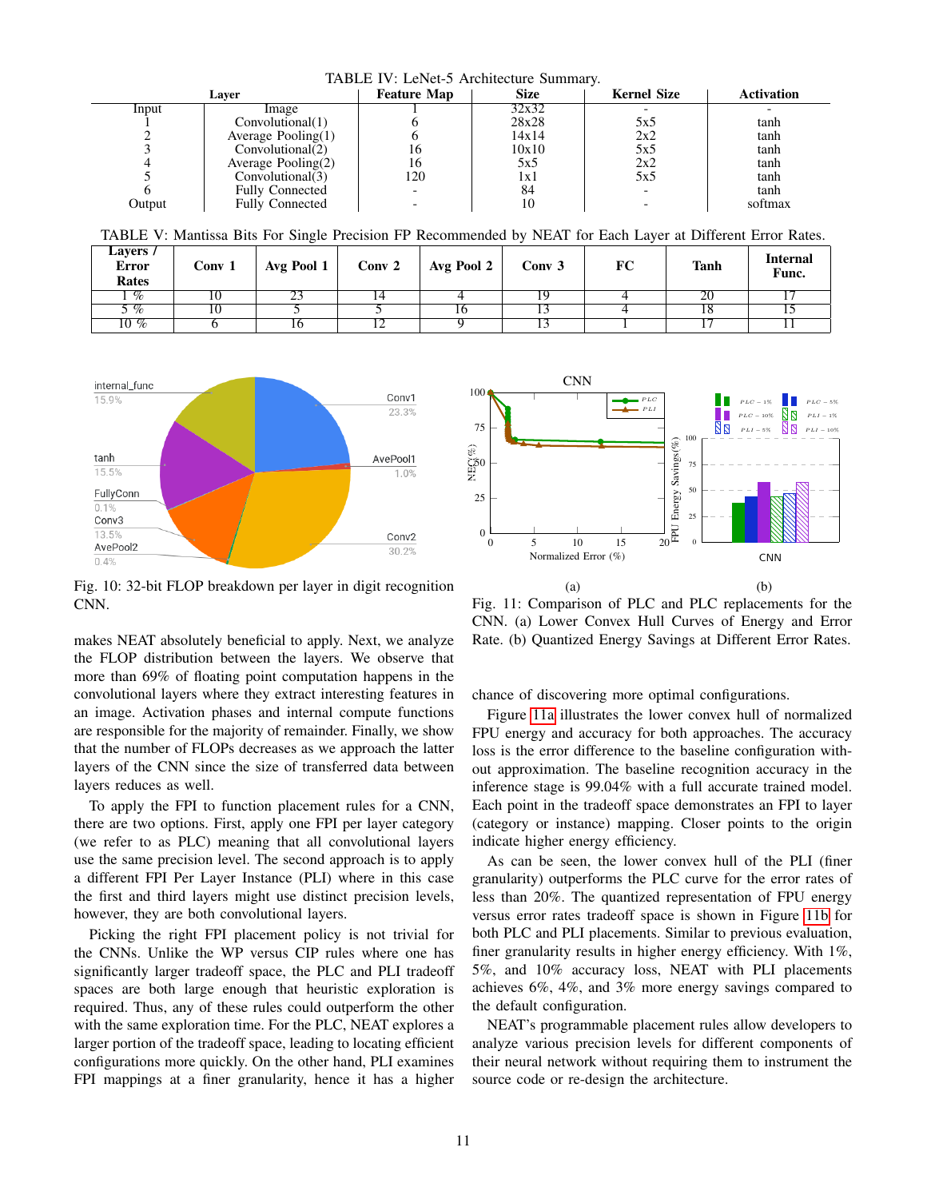TABLE IV: LeNet-5 Architecture Summary.

| Layer | | Feature Map | Size | Kernel Size | Activation |
|---|---|---|---|---|---|
| Input | Image | 1 | 32x32 | - | - |
| 1 | Convolutional(1) | 6 | 28x28 | 5x5 | tanh |
| 2 | Average Pooling(1) | 6 | 14x14 | 2x2 | tanh |
| 3 | Convolutional(2) | 16 | 10x10 | 5x5 | tanh |
| 4 | Average Pooling(2) | 16 | 5x5 | 2x2 | tanh |
| 5 | Convolutional(3) | 120 | 1x1 | 5x5 | tanh |
| 6 | Fully Connected | - | 84 | - | tanh |
| Output | Fully Connected | - | 10 | - | softmax |

TABLE V: Mantissa Bits For Single Precision FP Recommended by NEAT for Each Layer at Different Error Rates.

| Layers / Error Rates | Conv 1 | Avg Pool 1 | Conv 2 | Avg Pool 2 | Conv 3 | FC | Tanh | Internal Func. |
|---|---|---|---|---|---|---|---|---|
| 1 % | 10 | 23 | 14 | 4 | 19 | 4 | 20 | 17 |
| 5 % | 10 | 5 | 5 | 16 | 13 | 4 | 18 | 15 |
| 10 % | 6 | 16 | 12 | 9 | 13 | 1 | 17 | 11 |

Fig. 10: 32-bit FLOP breakdown per layer in digit recognition CNN.

Fig. 11: Comparison of PLC and PLC replacements for the CNN. (a) Lower Convex Hull Curves of Energy and Error Rate. (b) Quantized Energy Savings at Different Error Rates.

makes NEAT absolutely beneficial to apply. Next, we analyze the FLOP distribution between the layers. We observe that more than 69% of floating point computation happens in the convolutional layers where they extract interesting features in an image. Activation phases and internal compute functions are responsible for the majority of remainder. Finally, we show that the number of FLOPs decreases as we approach the latter layers of the CNN since the size of transferred data between layers reduces as well.

To apply the FPI to function placement rules for a CNN, there are two options. First, apply one FPI per layer category (we refer to as PLC) meaning that all convolutional layers use the same precision level. The second approach is to apply a different FPI Per Layer Instance (PLI) where in this case the first and third layers might use distinct precision levels, however, they are both convolutional layers.

Picking the right FPI placement policy is not trivial for the CNNs. Unlike the WP versus CIP rules where one has significantly larger tradeoff space, the PLC and PLI tradeoff spaces are both large enough that heuristic exploration is required. Thus, any of these rules could outperform the other with the same exploration time. For the PLC, NEAT explores a larger portion of the tradeoff space, leading to locating efficient configurations more quickly. On the other hand, PLI examines FPI mappings at a finer granularity, hence it has a higher chance of discovering more optimal configurations.

Figure 11a illustrates the lower convex hull of normalized FPU energy and accuracy for both approaches. The accuracy loss is the error difference to the baseline configuration without approximation. The baseline recognition accuracy in the inference stage is 99.04% with a full accurate trained model. Each point in the tradeoff space demonstrates an FPI to layer (category or instance) mapping. Closer points to the origin indicate higher energy efficiency.

As can be seen, the lower convex hull of the PLI (finer granularity) outperforms the PLC curve for the error rates of less than 20%. The quantized representation of FPU energy versus error rates tradeoff space is shown in Figure 11b for both PLC and PLI placements. Similar to previous evaluation, finer granularity results in higher energy efficiency. With 1%, 5%, and 10% accuracy loss, NEAT with PLI placements achieves 6%, 4%, and 3% more energy savings compared to the default configuration.

NEAT's programmable placement rules allow developers to analyze various precision levels for different components of their neural network without requiring them to instrument the source code or re-design the architecture.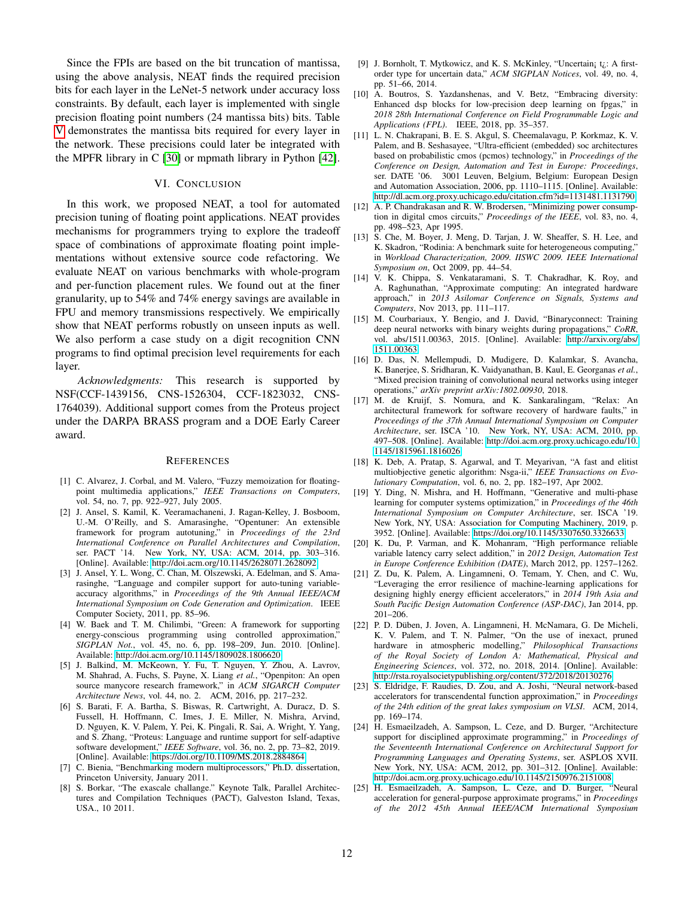Since the FPIs are based on the bit truncation of mantissa, using the above analysis, NEAT finds the required precision bits for each layer in the LeNet-5 network under accuracy loss constraints. By default, each layer is implemented with single precision floating point numbers (24 mantissa bits) bits. Table V demonstrates the mantissa bits required for every layer in the network. These precisions could later be integrated with the MPFR library in C [30] or mpmath library in Python [42].

## VI. Conclusion

In this work, we proposed NEAT, a tool for automated precision tuning of floating point applications. NEAT provides mechanisms for programmers trying to explore the tradeoff space of combinations of approximate floating point implementations without extensive source code refactoring. We evaluate NEAT on various benchmarks with whole-program and per-function placement rules. We found out at the finer granularity, up to 54% and 74% energy savings are available in FPU and memory transmissions respectively. We empirically show that NEAT performs robustly on unseen inputs as well. We also perform a case study on a digit recognition CNN programs to find optimal precision level requirements for each layer.

*Acknowledgments:* This research is supported by NSF(CCF-1439156, CNS-1526304, CCF-1823032, CNS-1764039). Additional support comes from the Proteus project under the DARPA BRASS program and a DOE Early Career award.

## References

[1] C. Alvarez, J. Corbal, and M. Valero, "Fuzzy memoization for floating-point multimedia applications," *IEEE Transactions on Computers*, vol. 54, no. 7, pp. 922–927, July 2005.

[2] J. Ansel, S. Kamil, K. Veeramachaneni, J. Ragan-Kelley, J. Bosboom, U.-M. O'Reilly, and S. Amarasinghe, "Opentuner: An extensible framework for program autotuning," in *Proceedings of the 23rd International Conference on Parallel Architectures and Compilation*, ser. PACT '14. New York, NY, USA: ACM, 2014, pp. 303–316. [Online]. Available: http://doi.acm.org/10.1145/2628071.2628092

[3] J. Ansel, Y. L. Wong, C. Chan, M. Olszewski, A. Edelman, and S. Amarasinghe, "Language and compiler support for auto-tuning variable-accuracy algorithms," in *Proceedings of the 9th Annual IEEE/ACM International Symposium on Code Generation and Optimization*. IEEE Computer Society, 2011, pp. 85–96.

[4] W. Baek and T. M. Chilimbi, "Green: A framework for supporting energy-conscious programming using controlled approximation," *SIGPLAN Not.*, vol. 45, no. 6, pp. 198–209, Jun. 2010. [Online]. Available: http://doi.acm.org/10.1145/1809028.1806620

[5] J. Balkind, M. McKeown, Y. Fu, T. Nguyen, Y. Zhou, A. Lavrov, M. Shahrad, A. Fuchs, S. Payne, X. Liang *et al.*, "Openpiton: An open source manycore research framework," in *ACM SIGARCH Computer Architecture News*, vol. 44, no. 2. ACM, 2016, pp. 217–232.

[6] S. Barati, F. A. Bartha, S. Biswas, R. Cartwright, A. Duracz, D. S. Fussell, H. Hoffmann, C. Imes, J. E. Miller, N. Mishra, Arvind, D. Nguyen, K. V. Palem, Y. Pei, K. Pingali, R. Sai, A. Wright, Y. Yang, and S. Zhang, "Proteus: Language and runtime support for self-adaptive software development," *IEEE Software*, vol. 36, no. 2, pp. 73–82, 2019. [Online]. Available: https://doi.org/10.1109/MS.2018.2884864

[7] C. Bienia, "Benchmarking modern multiprocessors," Ph.D. dissertation, Princeton University, January 2011.

[8] S. Borkar, "The exascale challange." Keynote Talk, Parallel Architectures and Compilation Techniques (PACT), Galveston Island, Texas, USA., 10 2011.

[9] J. Bornholt, T. Mytkowicz, and K. S. McKinley, "Uncertain¡ t¿: A first-order type for uncertain data," *ACM SIGPLAN Notices*, vol. 49, no. 4, pp. 51–66, 2014.

[10] A. Boutros, S. Yazdanshenas, and V. Betz, "Embracing diversity: Enhanced dsp blocks for low-precision deep learning on fpgas," in *2018 28th International Conference on Field Programmable Logic and Applications (FPL)*. IEEE, 2018, pp. 35–357.

[11] L. N. Chakrapani, B. E. S. Akgul, S. Cheemalavagu, P. Korkmaz, K. V. Palem, and B. Seshasayee, "Ultra-efficient (embedded) soc architectures based on probabilistic cmos (pcmos) technology," in *Proceedings of the Conference on Design, Automation and Test in Europe: Proceedings*, ser. DATE '06. 3001 Leuven, Belgium, Belgium: European Design and Automation Association, 2006, pp. 1110–1115. [Online]. Available: http://dl.acm.org.proxy.uchicago.edu/citation.cfm?id=1131481.1131790

[12] A. P. Chandrakasan and R. W. Brodersen, "Minimizing power consumption in digital cmos circuits," *Proceedings of the IEEE*, vol. 83, no. 4, pp. 498–523, Apr 1995.

[13] S. Che, M. Boyer, J. Meng, D. Tarjan, J. W. Sheaffer, S. H. Lee, and K. Skadron, "Rodinia: A benchmark suite for heterogeneous computing," in *Workload Characterization, 2009. IISWC 2009. IEEE International Symposium on*, Oct 2009, pp. 44–54.

[14] V. K. Chippa, S. Venkataramani, S. T. Chakradhar, K. Roy, and A. Raghunathan, "Approximate computing: An integrated hardware approach," in *2013 Asilomar Conference on Signals, Systems and Computers*, Nov 2013, pp. 111–117.

[15] M. Courbariaux, Y. Bengio, and J. David, "Binaryconnect: Training deep neural networks with binary weights during propagations," *CoRR*, vol. abs/1511.00363, 2015. [Online]. Available: http://arxiv.org/abs/1511.00363

[16] D. Das, N. Mellempudi, D. Mudigere, D. Kalamkar, S. Avancha, K. Banerjee, S. Sridharan, K. Vaidyanathan, B. Kaul, E. Georganas *et al.*, "Mixed precision training of convolutional neural networks using integer operations," *arXiv preprint arXiv:1802.00930*, 2018.

[17] M. de Kruijf, S. Nomura, and K. Sankaralingam, "Relax: An architectural framework for software recovery of hardware faults," in *Proceedings of the 37th Annual International Symposium on Computer Architecture*, ser. ISCA '10. New York, NY, USA: ACM, 2010, pp. 497–508. [Online]. Available: http://doi.acm.org.proxy.uchicago.edu/10.1145/1815961.1816026

[18] K. Deb, A. Pratap, S. Agarwal, and T. Meyarivan, "A fast and elitist multiobjective genetic algorithm: Nsga-ii," *IEEE Transactions on Evolutionary Computation*, vol. 6, no. 2, pp. 182–197, Apr 2002.

[19] Y. Ding, N. Mishra, and H. Hoffmann, "Generative and multi-phase learning for computer systems optimization," in *Proceedings of the 46th International Symposium on Computer Architecture*, ser. ISCA '19. New York, NY, USA: Association for Computing Machinery, 2019, p. 3952. [Online]. Available: https://doi.org/10.1145/3307650.3326633

[20] K. Du, P. Varman, and K. Mohanram, "High performance reliable variable latency carry select addition," in *2012 Design, Automation Test in Europe Conference Exhibition (DATE)*, March 2012, pp. 1257–1262.

[21] Z. Du, K. Palem, A. Lingamneni, O. Temam, Y. Chen, and C. Wu, "Leveraging the error resilience of machine-learning applications for designing highly energy efficient accelerators," in *2014 19th Asia and South Pacific Design Automation Conference (ASP-DAC)*, Jan 2014, pp. 201–206.

[22] P. D. Düben, J. Joven, A. Lingamneni, H. McNamara, G. De Micheli, K. V. Palem, and T. N. Palmer, "On the use of inexact, pruned hardware in atmospheric modelling," *Philosophical Transactions of the Royal Society of London A: Mathematical, Physical and Engineering Sciences*, vol. 372, no. 2018, 2014. [Online]. Available: http://rsta.royalsocietypublishing.org/content/372/2018/20130276

[23] S. Eldridge, F. Raudies, D. Zou, and A. Joshi, "Neural network-based accelerators for transcendental function approximation," in *Proceedings of the 24th edition of the great lakes symposium on VLSI*. ACM, 2014, pp. 169–174.

[24] H. Esmaeilzadeh, A. Sampson, L. Ceze, and D. Burger, "Architecture support for disciplined approximate programming," in *Proceedings of the Seventeenth International Conference on Architectural Support for Programming Languages and Operating Systems*, ser. ASPLOS XVII. New York, NY, USA: ACM, 2012, pp. 301–312. [Online]. Available: http://doi.acm.org.proxy.uchicago.edu/10.1145/2150976.2151008

[25] H. Esmaeilzadeh, A. Sampson, L. Ceze, and D. Burger, "Neural acceleration for general-purpose approximate programs," in *Proceedings of the 2012 45th Annual IEEE/ACM International Symposium*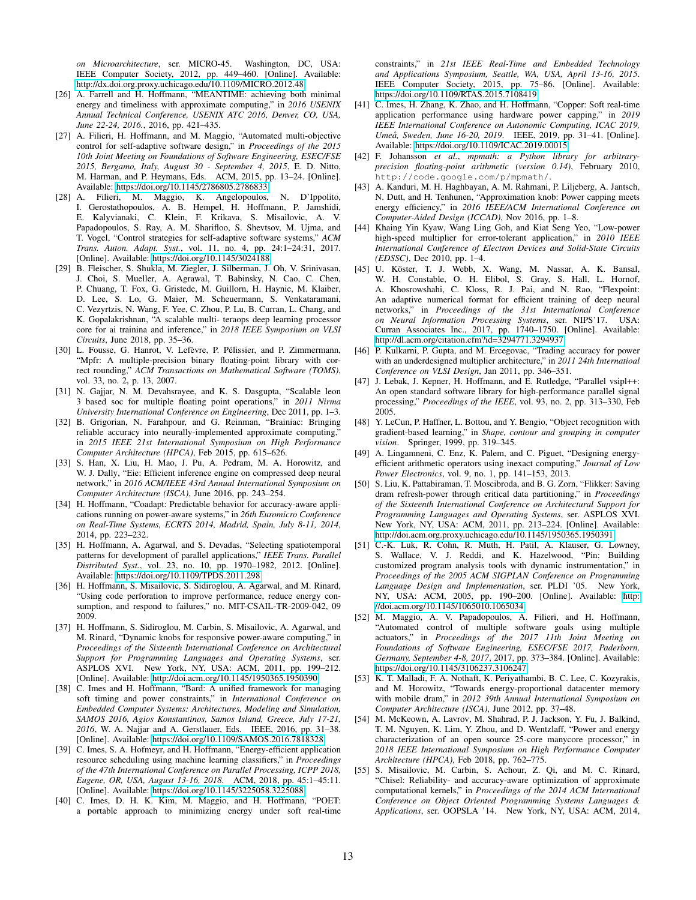*on Microarchitecture*, ser. MICRO-45. Washington, DC, USA: IEEE Computer Society, 2012, pp. 449–460. [Online]. Available: http://dx.doi.org.proxy.uchicago.edu/10.1109/MICRO.2012.48

[26] A. Farrell and H. Hoffmann, "MEANTIME: achieving both minimal energy and timeliness with approximate computing," in *2016 USENIX Annual Technical Conference, USENIX ATC 2016, Denver, CO, USA, June 22-24, 2016.*, 2016, pp. 421–435.

[27] A. Filieri, H. Hoffmann, and M. Maggio, "Automated multi-objective control for self-adaptive software design," in *Proceedings of the 2015 10th Joint Meeting on Foundations of Software Engineering, ESEC/FSE 2015, Bergamo, Italy, August 30 - September 4, 2015*, E. D. Nitto, M. Harman, and P. Heymans, Eds. ACM, 2015, pp. 13–24. [Online]. Available: https://doi.org/10.1145/2786805.2786833

[28] A. Filieri, M. Maggio, K. Angelopoulos, N. D'Ippolito, I. Gerostathopoulos, A. B. Hempel, H. Hoffmann, P. Jamshidi, E. Kalyvianaki, C. Klein, F. Krikava, S. Misailovic, A. V. Papadopoulos, S. Ray, A. M. Sharifloo, S. Shevtsov, M. Ujma, and T. Vogel, "Control strategies for self-adaptive software systems," *ACM Trans. Auton. Adapt. Syst.*, vol. 11, no. 4, pp. 24:1–24:31, 2017. [Online]. Available: https://doi.org/10.1145/3024188

[29] B. Fleischer, S. Shukla, M. Ziegler, J. Silberman, J. Oh, V. Srinivasan, J. Choi, S. Mueller, A. Agrawal, T. Babinsky, N. Cao, C. Chen, P. Chuang, T. Fox, G. Gristede, M. Guillorn, H. Haynie, M. Klaiber, D. Lee, S. Lo, G. Maier, M. Scheuermann, S. Venkataramani, C. Vezyrtzis, N. Wang, F. Yee, C. Zhou, P. Lu, B. Curran, L. Chang, and K. Gopalakrishnan, "A scalable multi- teraops deep learning processor core for ai trainina and inference," in *2018 IEEE Symposium on VLSI Circuits*, June 2018, pp. 35–36.

[30] L. Fousse, G. Hanrot, V. Lefèvre, P. Pélissier, and P. Zimmermann, "Mpfr: A multiple-precision binary floating-point library with correct rounding," *ACM Transactions on Mathematical Software (TOMS)*, vol. 33, no. 2, p. 13, 2007.

[31] N. Gajjar, N. M. Devahsrayee, and K. S. Dasgupta, "Scalable leon 3 based soc for multiple floating point operations," in *2011 Nirma University International Conference on Engineering*, Dec 2011, pp. 1–3.

[32] B. Grigorian, N. Farahpour, and G. Reinman, "Brainiac: Bringing reliable accuracy into neurally-implemented approximate computing," in *2015 IEEE 21st International Symposium on High Performance Computer Architecture (HPCA)*, Feb 2015, pp. 615–626.

[33] S. Han, X. Liu, H. Mao, J. Pu, A. Pedram, M. A. Horowitz, and W. J. Dally, "Eie: Efficient inference engine on compressed deep neural network," in *2016 ACM/IEEE 43rd Annual International Symposium on Computer Architecture (ISCA)*, June 2016, pp. 243–254.

[34] H. Hoffmann, "Coadapt: Predictable behavior for accuracy-aware applications running on power-aware systems," in *26th Euromicro Conference on Real-Time Systems, ECRTS 2014, Madrid, Spain, July 8-11, 2014*, 2014, pp. 223–232.

[35] H. Hoffmann, A. Agarwal, and S. Devadas, "Selecting spatiotemporal patterns for development of parallel applications," *IEEE Trans. Parallel Distributed Syst.*, vol. 23, no. 10, pp. 1970–1982, 2012. [Online]. Available: https://doi.org/10.1109/TPDS.2011.298

[36] H. Hoffmann, S. Misailovic, S. Sidiroglou, A. Agarwal, and M. Rinard, "Using code perforation to improve performance, reduce energy consumption, and respond to failures," no. MIT-CSAIL-TR-2009-042, 09 2009.

[37] H. Hoffmann, S. Sidiroglou, M. Carbin, S. Misailovic, A. Agarwal, and M. Rinard, "Dynamic knobs for responsive power-aware computing," in *Proceedings of the Sixteenth International Conference on Architectural Support for Programming Languages and Operating Systems*, ser. ASPLOS XVI. New York, NY, USA: ACM, 2011, pp. 199–212. [Online]. Available: http://doi.acm.org/10.1145/1950365.1950390

[38] C. Imes and H. Hoffmann, "Bard: A unified framework for managing soft timing and power constraints," in *International Conference on Embedded Computer Systems: Architectures, Modeling and Simulation, SAMOS 2016, Agios Konstantinos, Samos Island, Greece, July 17-21, 2016*, W. A. Najjar and A. Gerstlauer, Eds. IEEE, 2016, pp. 31–38. [Online]. Available: https://doi.org/10.1109/SAMOS.2016.7818328

[39] C. Imes, S. A. Hofmeyr, and H. Hoffmann, "Energy-efficient application resource scheduling using machine learning classifiers," in *Proceedings of the 47th International Conference on Parallel Processing, ICPP 2018, Eugene, OR, USA, August 13-16, 2018*. ACM, 2018, pp. 45:1–45:11. [Online]. Available: https://doi.org/10.1145/3225058.3225088

[40] C. Imes, D. H. K. Kim, M. Maggio, and H. Hoffmann, "POET: a portable approach to minimizing energy under soft real-time constraints," in *21st IEEE Real-Time and Embedded Technology and Applications Symposium, Seattle, WA, USA, April 13-16, 2015*. IEEE Computer Society, 2015, pp. 75–86. [Online]. Available: https://doi.org/10.1109/RTAS.2015.7108419

[41] C. Imes, H. Zhang, K. Zhao, and H. Hoffmann, "Copper: Soft real-time application performance using hardware power capping," in *2019 IEEE International Conference on Autonomic Computing, ICAC 2019, Umeå, Sweden, June 16-20, 2019*. IEEE, 2019, pp. 31–41. [Online]. Available: https://doi.org/10.1109/ICAC.2019.00015

[42] F. Johansson *et al.*, *mpmath: a Python library for arbitrary-precision floating-point arithmetic (version 0.14)*, February 2010, `http://code.google.com/p/mpmath/`.

[43] A. Kanduri, M. H. Haghbayan, A. M. Rahmani, P. Liljeberg, A. Jantsch, N. Dutt, and H. Tenhunen, "Approximation knob: Power capping meets energy efficiency," in *2016 IEEE/ACM International Conference on Computer-Aided Design (ICCAD)*, Nov 2016, pp. 1–8.

[44] Khaing Yin Kyaw, Wang Ling Goh, and Kiat Seng Yeo, "Low-power high-speed multiplier for error-tolerant application," in *2010 IEEE International Conference of Electron Devices and Solid-State Circuits (EDSSC)*, Dec 2010, pp. 1–4.

[45] U. Köster, T. J. Webb, X. Wang, M. Nassar, A. K. Bansal, W. H. Constable, O. H. Elibol, S. Gray, S. Hall, L. Hornof, A. Khosrowshahi, C. Kloss, R. J. Pai, and N. Rao, "Flexpoint: An adaptive numerical format for efficient training of deep neural networks," in *Proceedings of the 31st International Conference on Neural Information Processing Systems*, ser. NIPS'17. USA: Curran Associates Inc., 2017, pp. 1740–1750. [Online]. Available: http://dl.acm.org/citation.cfm?id=3294771.3294937

[46] P. Kulkarni, P. Gupta, and M. Ercegovac, "Trading accuracy for power with an underdesigned multiplier architecture," in *2011 24th Internatioal Conference on VLSI Design*, Jan 2011, pp. 346–351.

[47] J. Lebak, J. Kepner, H. Hoffmann, and E. Rutledge, "Parallel vsipl++: An open standard software library for high-performance parallel signal processing," *Proceedings of the IEEE*, vol. 93, no. 2, pp. 313–330, Feb 2005.

[48] Y. LeCun, P. Haffner, L. Bottou, and Y. Bengio, "Object recognition with gradient-based learning," in *Shape, contour and grouping in computer vision*. Springer, 1999, pp. 319–345.

[49] A. Lingamneni, C. Enz, K. Palem, and C. Piguet, "Designing energy-efficient arithmetic operators using inexact computing," *Journal of Low Power Electronics*, vol. 9, no. 1, pp. 141–153, 2013.

[50] S. Liu, K. Pattabiraman, T. Moscibroda, and B. G. Zorn, "Flikker: Saving dram refresh-power through critical data partitioning," in *Proceedings of the Sixteenth International Conference on Architectural Support for Programming Languages and Operating Systems*, ser. ASPLOS XVI. New York, NY, USA: ACM, 2011, pp. 213–224. [Online]. Available: http://doi.acm.org.proxy.uchicago.edu/10.1145/1950365.1950391

[51] C.-K. Luk, R. Cohn, R. Muth, H. Patil, A. Klauser, G. Lowney, S. Wallace, V. J. Reddi, and K. Hazelwood, "Pin: Building customized program analysis tools with dynamic instrumentation," in *Proceedings of the 2005 ACM SIGPLAN Conference on Programming Language Design and Implementation*, ser. PLDI '05. New York, NY, USA: ACM, 2005, pp. 190–200. [Online]. Available: http://doi.acm.org/10.1145/1065010.1065034

[52] M. Maggio, A. V. Papadopoulos, A. Filieri, and H. Hoffmann, "Automated control of multiple software goals using multiple actuators," in *Proceedings of the 2017 11th Joint Meeting on Foundations of Software Engineering, ESEC/FSE 2017, Paderborn, Germany, September 4-8, 2017*, 2017, pp. 373–384. [Online]. Available: https://doi.org/10.1145/3106237.3106247

[53] K. T. Malladi, F. A. Nothaft, K. Periyathambi, B. C. Lee, C. Kozyrakis, and M. Horowitz, "Towards energy-proportional datacenter memory with mobile dram," in *2012 39th Annual International Symposium on Computer Architecture (ISCA)*, June 2012, pp. 37–48.

[54] M. McKeown, A. Lavrov, M. Shahrad, P. J. Jackson, Y. Fu, J. Balkind, T. M. Nguyen, K. Lim, Y. Zhou, and D. Wentzlaff, "Power and energy characterization of an open source 25-core manycore processor," in *2018 IEEE International Symposium on High Performance Computer Architecture (HPCA)*, Feb 2018, pp. 762–775.

[55] S. Misailovic, M. Carbin, S. Achour, Z. Qi, and M. C. Rinard, "Chisel: Reliability- and accuracy-aware optimization of approximate computational kernels," in *Proceedings of the 2014 ACM International Conference on Object Oriented Programming Systems Languages & Applications*, ser. OOPSLA '14. New York, NY, USA: ACM, 2014,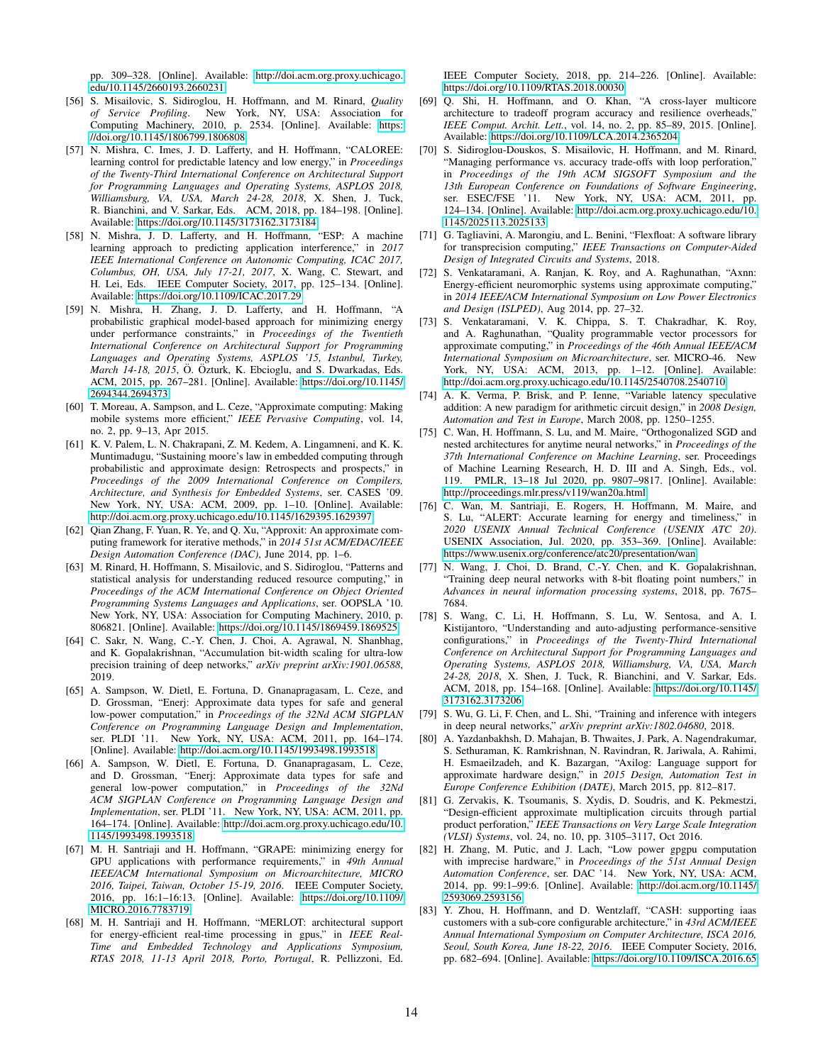pp. 309–328. [Online]. Available: http://doi.acm.org.proxy.uchicago.edu/10.1145/2660193.2660231

[56] S. Misailovic, S. Sidiroglou, H. Hoffmann, and M. Rinard, *Quality of Service Profiling*. New York, NY, USA: Association for Computing Machinery, 2010, p. 2534. [Online]. Available: https://doi.org/10.1145/1806799.1806808

[57] N. Mishra, C. Imes, J. D. Lafferty, and H. Hoffmann, "CALOREE: learning control for predictable latency and low energy," in *Proceedings of the Twenty-Third International Conference on Architectural Support for Programming Languages and Operating Systems, ASPLOS 2018, Williamsburg, VA, USA, March 24-28, 2018*, X. Shen, J. Tuck, R. Bianchini, and V. Sarkar, Eds. ACM, 2018, pp. 184–198. [Online]. Available: https://doi.org/10.1145/3173162.3173184

[58] N. Mishra, J. D. Lafferty, and H. Hoffmann, "ESP: A machine learning approach to predicting application interference," in *2017 IEEE International Conference on Autonomic Computing, ICAC 2017, Columbus, OH, USA, July 17-21, 2017*, X. Wang, C. Stewart, and H. Lei, Eds. IEEE Computer Society, 2017, pp. 125–134. [Online]. Available: https://doi.org/10.1109/ICAC.2017.29

[59] N. Mishra, H. Zhang, J. D. Lafferty, and H. Hoffmann, "A probabilistic graphical model-based approach for minimizing energy under performance constraints," in *Proceedings of the Twentieth International Conference on Architectural Support for Programming Languages and Operating Systems, ASPLOS '15, Istanbul, Turkey, March 14-18, 2015*, Ö. Öztürk, K. Ebcioglu, and S. Dwarkadas, Eds. ACM, 2015, pp. 267–281. [Online]. Available: https://doi.org/10.1145/2694344.2694373

[60] T. Moreau, A. Sampson, and L. Ceze, "Approximate computing: Making mobile systems more efficient," *IEEE Pervasive Computing*, vol. 14, no. 2, pp. 9–13, Apr 2015.

[61] K. V. Palem, L. N. Chakrapani, Z. M. Kedem, A. Lingamneni, and K. K. Muntimadugu, "Sustaining moore's law in embedded computing through probabilistic and approximate design: Retrospects and prospects," in *Proceedings of the 2009 International Conference on Compilers, Architecture, and Synthesis for Embedded Systems*, ser. CASES '09. New York, NY, USA: ACM, 2009, pp. 1–10. [Online]. Available: http://doi.acm.org.proxy.uchicago.edu/10.1145/1629395.1629397

[62] Qian Zhang, F. Yuan, R. Ye, and Q. Xu, "Approxit: An approximate computing framework for iterative methods," in *2014 51st ACM/EDAC/IEEE Design Automation Conference (DAC)*, June 2014, pp. 1–6.

[63] M. Rinard, H. Hoffmann, S. Misailovic, and S. Sidiroglou, "Patterns and statistical analysis for understanding reduced resource computing," in *Proceedings of the ACM International Conference on Object Oriented Programming Systems Languages and Applications*, ser. OOPSLA '10. New York, NY, USA: Association for Computing Machinery, 2010, p. 806821. [Online]. Available: https://doi.org/10.1145/1869459.1869525

[64] C. Sakr, N. Wang, C.-Y. Chen, J. Choi, A. Agrawal, N. Shanbhag, and K. Gopalakrishnan, "Accumulation bit-width scaling for ultra-low precision training of deep networks," *arXiv preprint arXiv:1901.06588*, 2019.

[65] A. Sampson, W. Dietl, E. Fortuna, D. Gnanapragasam, L. Ceze, and D. Grossman, "Enerj: Approximate data types for safe and general low-power computation," in *Proceedings of the 32Nd ACM SIGPLAN Conference on Programming Language Design and Implementation*, ser. PLDI '11. New York, NY, USA: ACM, 2011, pp. 164–174. [Online]. Available: http://doi.acm.org/10.1145/1993498.1993518

[66] A. Sampson, W. Dietl, E. Fortuna, D. Gnanapragasam, L. Ceze, and D. Grossman, "Enerj: Approximate data types for safe and general low-power computation," in *Proceedings of the 32Nd ACM SIGPLAN Conference on Programming Language Design and Implementation*, ser. PLDI '11. New York, NY, USA: ACM, 2011, pp. 164–174. [Online]. Available: http://doi.acm.org.proxy.uchicago.edu/10.1145/1993498.1993518

[67] M. H. Santriaji and H. Hoffmann, "GRAPE: minimizing energy for GPU applications with performance requirements," in *49th Annual IEEE/ACM International Symposium on Microarchitecture, MICRO 2016, Taipei, Taiwan, October 15-19, 2016*. IEEE Computer Society, 2016, pp. 16:1–16:13. [Online]. Available: https://doi.org/10.1109/MICRO.2016.7783719

[68] M. H. Santriaji and H. Hoffmann, "MERLOT: architectural support for energy-efficient real-time processing in gpus," in *IEEE Real-Time and Embedded Technology and Applications Symposium, RTAS 2018, 11-13 April 2018, Porto, Portugal*, R. Pellizzoni, Ed. IEEE Computer Society, 2018, pp. 214–226. [Online]. Available: https://doi.org/10.1109/RTAS.2018.00030

[69] Q. Shi, H. Hoffmann, and O. Khan, "A cross-layer multicore architecture to tradeoff program accuracy and resilience overheads," *IEEE Comput. Archit. Lett.*, vol. 14, no. 2, pp. 85–89, 2015. [Online]. Available: https://doi.org/10.1109/LCA.2014.2365204

[70] S. Sidiroglou-Douskos, S. Misailovic, H. Hoffmann, and M. Rinard, "Managing performance vs. accuracy trade-offs with loop perforation," in *Proceedings of the 19th ACM SIGSOFT Symposium and the 13th European Conference on Foundations of Software Engineering*, ser. ESEC/FSE '11. New York, NY, USA: ACM, 2011, pp. 124–134. [Online]. Available: http://doi.acm.org.proxy.uchicago.edu/10.1145/2025113.2025133

[71] G. Tagliavini, A. Marongiu, and L. Benini, "Flexfloat: A software library for transprecision computing," *IEEE Transactions on Computer-Aided Design of Integrated Circuits and Systems*, 2018.

[72] S. Venkataramani, A. Ranjan, K. Roy, and A. Raghunathan, "Axnn: Energy-efficient neuromorphic systems using approximate computing," in *2014 IEEE/ACM International Symposium on Low Power Electronics and Design (ISLPED)*, Aug 2014, pp. 27–32.

[73] S. Venkataramani, V. K. Chippa, S. T. Chakradhar, K. Roy, and A. Raghunathan, "Quality programmable vector processors for approximate computing," in *Proceedings of the 46th Annual IEEE/ACM International Symposium on Microarchitecture*, ser. MICRO-46. New York, NY, USA: ACM, 2013, pp. 1–12. [Online]. Available: http://doi.acm.org.proxy.uchicago.edu/10.1145/2540708.2540710

[74] A. K. Verma, P. Brisk, and P. Ienne, "Variable latency speculative addition: A new paradigm for arithmetic circuit design," in *2008 Design, Automation and Test in Europe*, March 2008, pp. 1250–1255.

[75] C. Wan, H. Hoffmann, S. Lu, and M. Maire, "Orthogonalized SGD and nested architectures for anytime neural networks," in *Proceedings of the 37th International Conference on Machine Learning*, ser. Proceedings of Machine Learning Research, H. D. III and A. Singh, Eds., vol. 119. PMLR, 13–18 Jul 2020, pp. 9807–9817. [Online]. Available: http://proceedings.mlr.press/v119/wan20a.html

[76] C. Wan, M. Santriaji, E. Rogers, H. Hoffmann, M. Maire, and S. Lu, "ALERT: Accurate learning for energy and timeliness," in *2020 USENIX Annual Technical Conference (USENIX ATC 20)*. USENIX Association, Jul. 2020, pp. 353–369. [Online]. Available: https://www.usenix.org/conference/atc20/presentation/wan

[77] N. Wang, J. Choi, D. Brand, C.-Y. Chen, and K. Gopalakrishnan, "Training deep neural networks with 8-bit floating point numbers," in *Advances in neural information processing systems*, 2018, pp. 7675–7684.

[78] S. Wang, C. Li, H. Hoffmann, S. Lu, W. Sentosa, and A. I. Kistijantoro, "Understanding and auto-adjusting performance-sensitive configurations," in *Proceedings of the Twenty-Third International Conference on Architectural Support for Programming Languages and Operating Systems, ASPLOS 2018, Williamsburg, VA, USA, March 24-28, 2018*, X. Shen, J. Tuck, R. Bianchini, and V. Sarkar, Eds. ACM, 2018, pp. 154–168. [Online]. Available: https://doi.org/10.1145/3173162.3173206

[79] S. Wu, G. Li, F. Chen, and L. Shi, "Training and inference with integers in deep neural networks," *arXiv preprint arXiv:1802.04680*, 2018.

[80] A. Yazdanbakhsh, D. Mahajan, B. Thwaites, J. Park, A. Nagendrakumar, S. Sethuraman, K. Ramkrishnan, N. Ravindran, R. Jariwala, A. Rahimi, H. Esmaeilzadeh, and K. Bazargan, "Axilog: Language support for approximate hardware design," in *2015 Design, Automation Test in Europe Conference Exhibition (DATE)*, March 2015, pp. 812–817.

[81] G. Zervakis, K. Tsoumanis, S. Xydis, D. Soudris, and K. Pekmestzi, "Design-efficient approximate multiplication circuits through partial product perforation," *IEEE Transactions on Very Large Scale Integration (VLSI) Systems*, vol. 24, no. 10, pp. 3105–3117, Oct 2016.

[82] H. Zhang, M. Putic, and J. Lach, "Low power gpgpu computation with imprecise hardware," in *Proceedings of the 51st Annual Design Automation Conference*, ser. DAC '14. New York, NY, USA: ACM, 2014, pp. 99:1–99:6. [Online]. Available: http://doi.acm.org/10.1145/2593069.2593156

[83] Y. Zhou, H. Hoffmann, and D. Wentzlaff, "CASH: supporting iaas customers with a sub-core configurable architecture," in *43rd ACM/IEEE Annual International Symposium on Computer Architecture, ISCA 2016, Seoul, South Korea, June 18-22, 2016*. IEEE Computer Society, 2016, pp. 682–694. [Online]. Available: https://doi.org/10.1109/ISCA.2016.65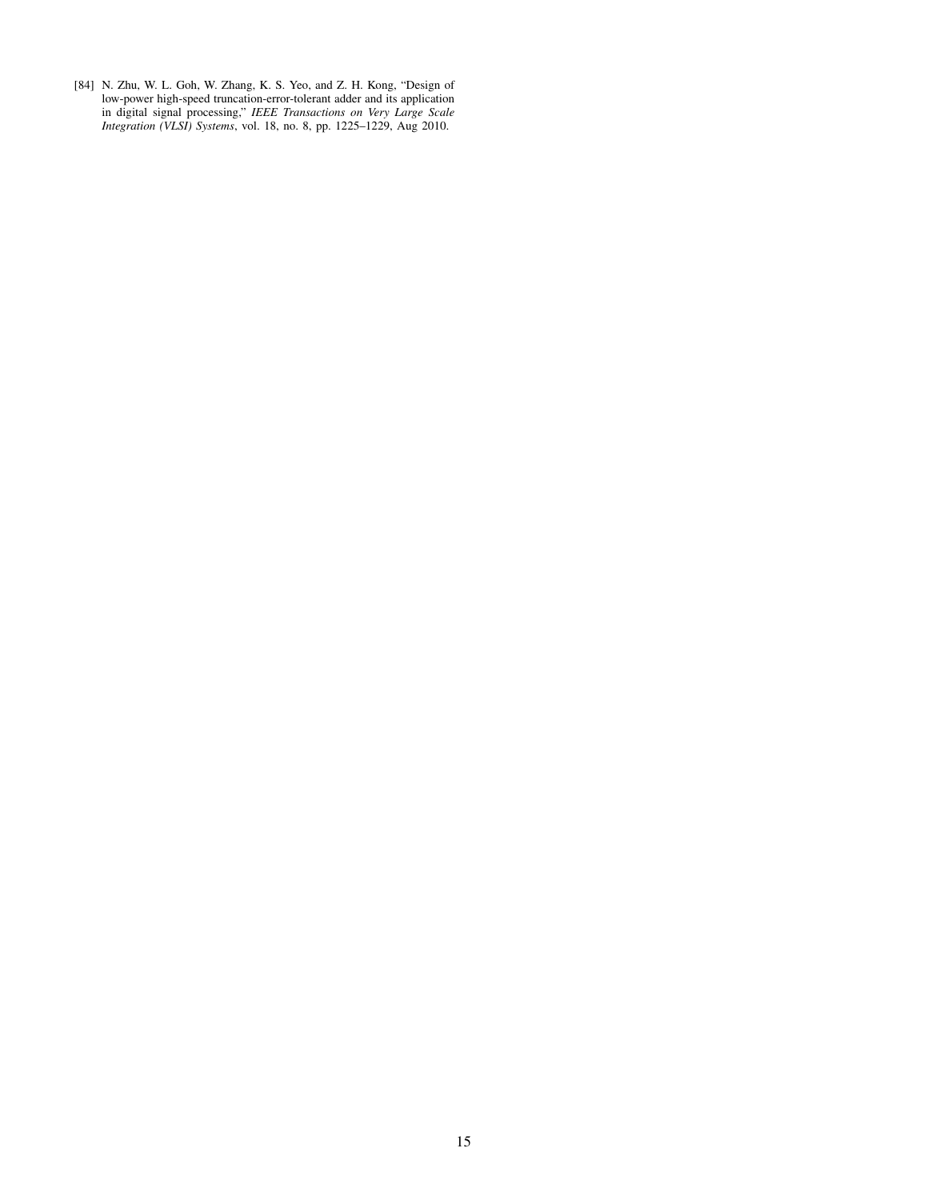[84] N. Zhu, W. L. Goh, W. Zhang, K. S. Yeo, and Z. H. Kong, "Design of low-power high-speed truncation-error-tolerant adder and its application in digital signal processing," *IEEE Transactions on Very Large Scale Integration (VLSI) Systems*, vol. 18, no. 8, pp. 1225–1229, Aug 2010.